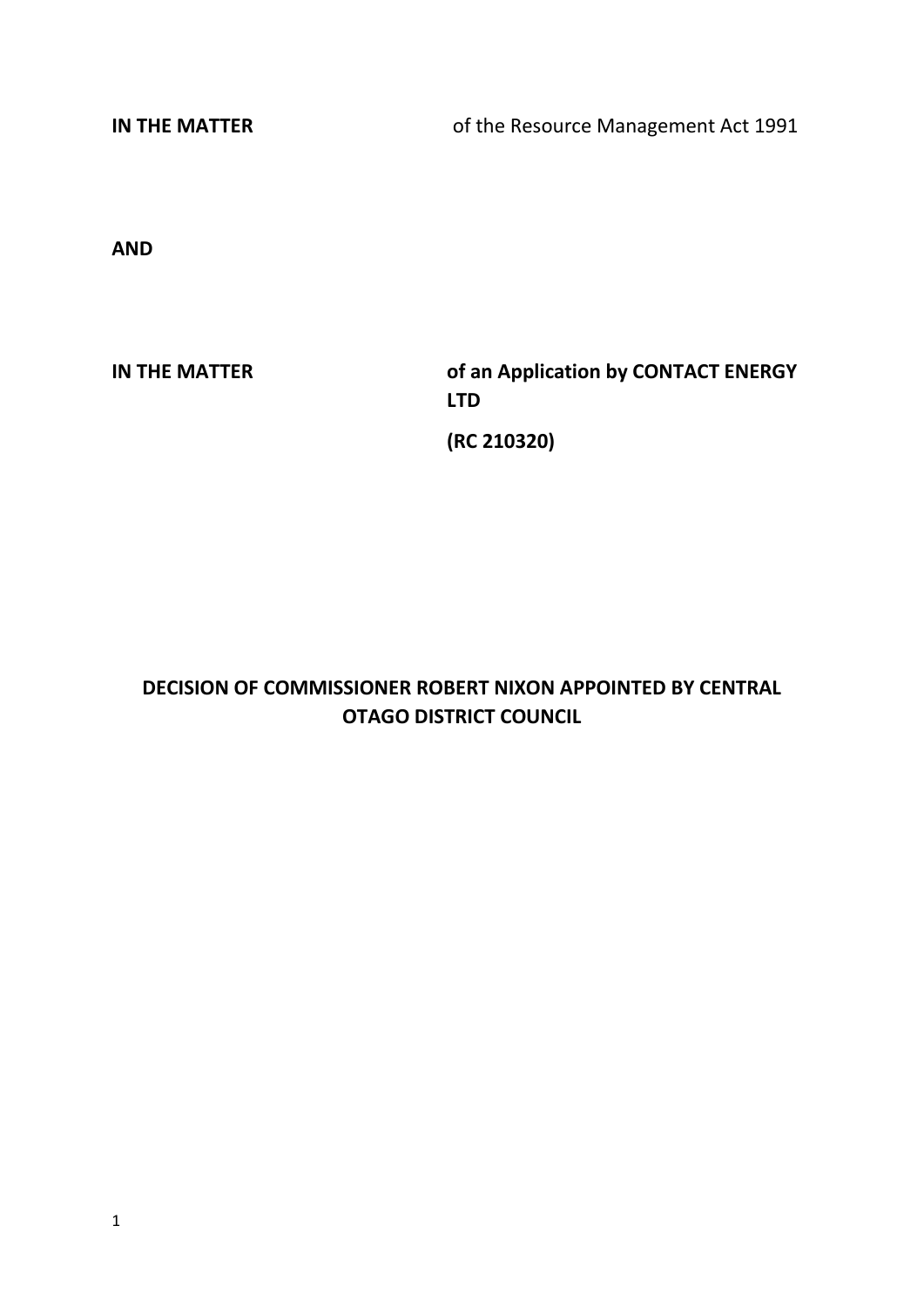**IN THE MATTER** of the Resource Management Act 1991

**AND**

**IN THE MATTER** **of an Application by CONTACT ENERGY LTD**

**(RC 210320)**

**DECISION OF COMMISSIONER ROBERT NIXON APPOINTED BY CENTRAL OTAGO DISTRICT COUNCIL**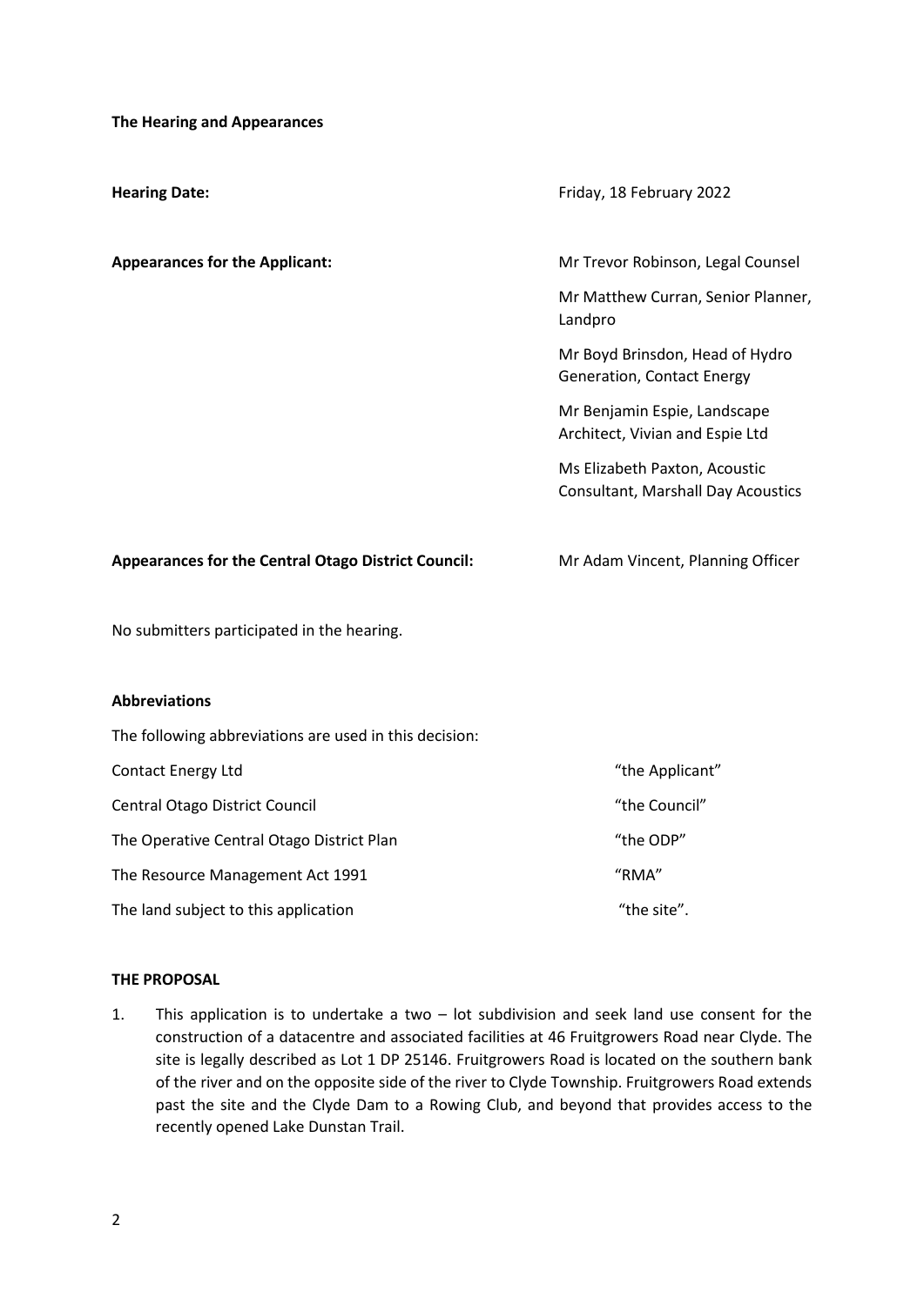**The Hearing and Appearances**

| | |
|---|---|
| **Hearing Date:** | Friday, 18 February 2022 |
| **Appearances for the Applicant:** | Mr Trevor Robinson, Legal Counsel |
| | Mr Matthew Curran, Senior Planner, Landpro |
| | Mr Boyd Brinsdon, Head of Hydro Generation, Contact Energy |
| | Mr Benjamin Espie, Landscape Architect, Vivian and Espie Ltd |
| | Ms Elizabeth Paxton, Acoustic Consultant, Marshall Day Acoustics |
| **Appearances for the Central Otago District Council:** | Mr Adam Vincent, Planning Officer |

No submitters participated in the hearing.

**Abbreviations**

The following abbreviations are used in this decision:

| | |
|---|---|
| Contact Energy Ltd | "the Applicant" |
| Central Otago District Council | "the Council" |
| The Operative Central Otago District Plan | "the ODP" |
| The Resource Management Act 1991 | "RMA" |
| The land subject to this application | "the site". |

**THE PROPOSAL**

1. This application is to undertake a two – lot subdivision and seek land use consent for the construction of a datacentre and associated facilities at 46 Fruitgrowers Road near Clyde. The site is legally described as Lot 1 DP 25146. Fruitgrowers Road is located on the southern bank of the river and on the opposite side of the river to Clyde Township. Fruitgrowers Road extends past the site and the Clyde Dam to a Rowing Club, and beyond that provides access to the recently opened Lake Dunstan Trail.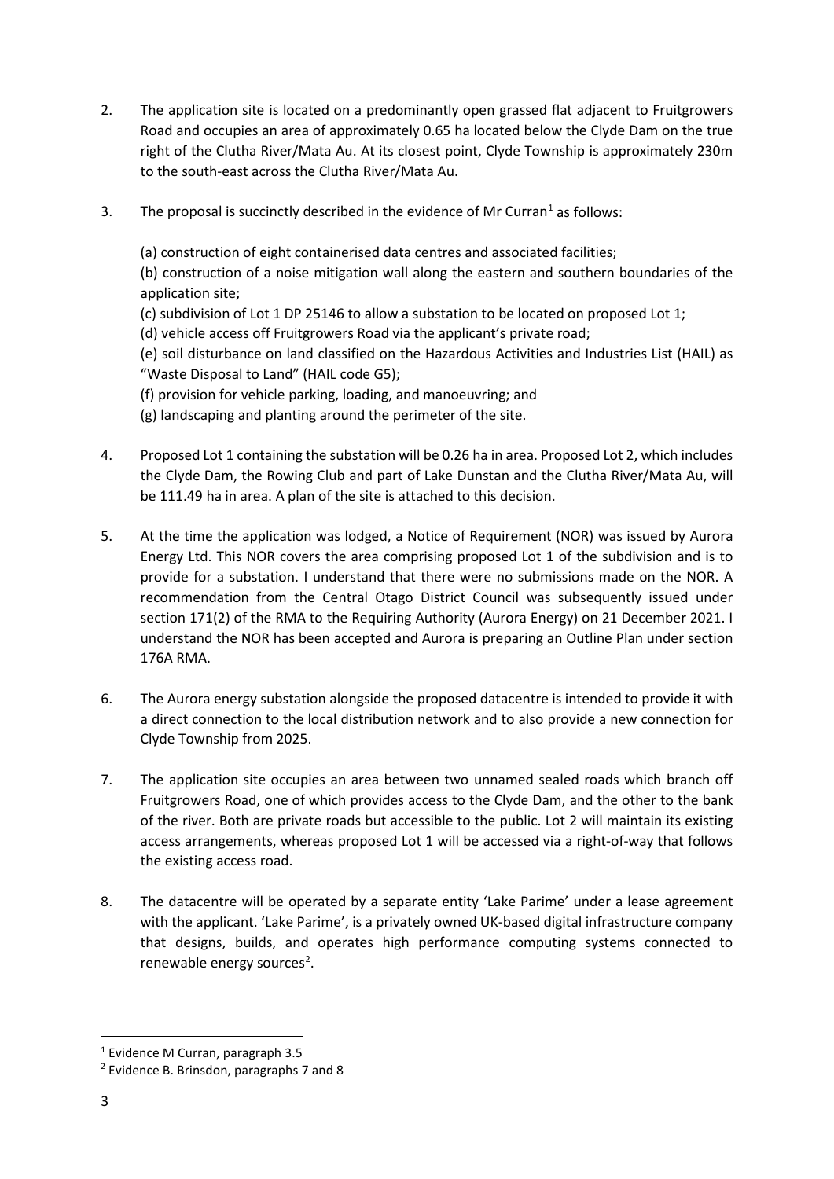2. The application site is located on a predominantly open grassed flat adjacent to Fruitgrowers Road and occupies an area of approximately 0.65 ha located below the Clyde Dam on the true right of the Clutha River/Mata Au. At its closest point, Clyde Township is approximately 230m to the south-east across the Clutha River/Mata Au.

3. The proposal is succinctly described in the evidence of Mr Curran[1] as follows:

   (a) construction of eight containerised data centres and associated facilities;
   (b) construction of a noise mitigation wall along the eastern and southern boundaries of the application site;
   (c) subdivision of Lot 1 DP 25146 to allow a substation to be located on proposed Lot 1;
   (d) vehicle access off Fruitgrowers Road via the applicant's private road;
   (e) soil disturbance on land classified on the Hazardous Activities and Industries List (HAIL) as "Waste Disposal to Land" (HAIL code G5);
   (f) provision for vehicle parking, loading, and manoeuvring; and
   (g) landscaping and planting around the perimeter of the site.

4. Proposed Lot 1 containing the substation will be 0.26 ha in area. Proposed Lot 2, which includes the Clyde Dam, the Rowing Club and part of Lake Dunstan and the Clutha River/Mata Au, will be 111.49 ha in area. A plan of the site is attached to this decision.

5. At the time the application was lodged, a Notice of Requirement (NOR) was issued by Aurora Energy Ltd. This NOR covers the area comprising proposed Lot 1 of the subdivision and is to provide for a substation. I understand that there were no submissions made on the NOR. A recommendation from the Central Otago District Council was subsequently issued under section 171(2) of the RMA to the Requiring Authority (Aurora Energy) on 21 December 2021. I understand the NOR has been accepted and Aurora is preparing an Outline Plan under section 176A RMA.

6. The Aurora energy substation alongside the proposed datacentre is intended to provide it with a direct connection to the local distribution network and to also provide a new connection for Clyde Township from 2025.

7. The application site occupies an area between two unnamed sealed roads which branch off Fruitgrowers Road, one of which provides access to the Clyde Dam, and the other to the bank of the river. Both are private roads but accessible to the public. Lot 2 will maintain its existing access arrangements, whereas proposed Lot 1 will be accessed via a right-of-way that follows the existing access road.

8. The datacentre will be operated by a separate entity 'Lake Parime' under a lease agreement with the applicant. 'Lake Parime', is a privately owned UK-based digital infrastructure company that designs, builds, and operates high performance computing systems connected to renewable energy sources[2].

---

[1] Evidence M Curran, paragraph 3.5

[2] Evidence B. Brinsdon, paragraphs 7 and 8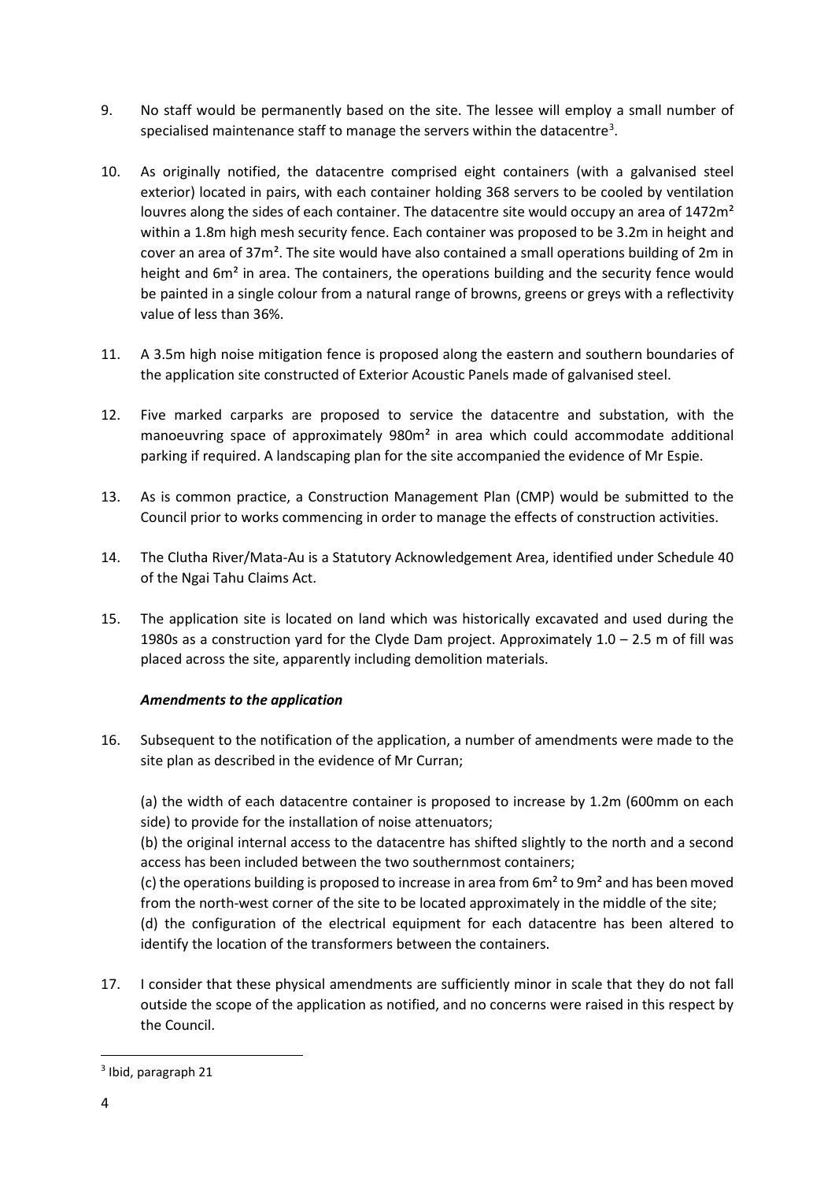9. No staff would be permanently based on the site. The lessee will employ a small number of specialised maintenance staff to manage the servers within the datacentre[3].

10. As originally notified, the datacentre comprised eight containers (with a galvanised steel exterior) located in pairs, with each container holding 368 servers to be cooled by ventilation louvres along the sides of each container. The datacentre site would occupy an area of $1472m^2$ within a 1.8m high mesh security fence. Each container was proposed to be 3.2m in height and cover an area of $37m^2$. The site would have also contained a small operations building of 2m in height and $6m^2$ in area. The containers, the operations building and the security fence would be painted in a single colour from a natural range of browns, greens or greys with a reflectivity value of less than 36%.

11. A 3.5m high noise mitigation fence is proposed along the eastern and southern boundaries of the application site constructed of Exterior Acoustic Panels made of galvanised steel.

12. Five marked carparks are proposed to service the datacentre and substation, with the manoeuvring space of approximately $980m^2$ in area which could accommodate additional parking if required. A landscaping plan for the site accompanied the evidence of Mr Espie.

13. As is common practice, a Construction Management Plan (CMP) would be submitted to the Council prior to works commencing in order to manage the effects of construction activities.

14. The Clutha River/Mata-Au is a Statutory Acknowledgement Area, identified under Schedule 40 of the Ngai Tahu Claims Act.

15. The application site is located on land which was historically excavated and used during the 1980s as a construction yard for the Clyde Dam project. Approximately 1.0 – 2.5 m of fill was placed across the site, apparently including demolition materials.

***Amendments to the application***

16. Subsequent to the notification of the application, a number of amendments were made to the site plan as described in the evidence of Mr Curran;

    (a) the width of each datacentre container is proposed to increase by 1.2m (600mm on each side) to provide for the installation of noise attenuators;
    (b) the original internal access to the datacentre has shifted slightly to the north and a second access has been included between the two southernmost containers;
    (c) the operations building is proposed to increase in area from $6m^2$ to $9m^2$ and has been moved from the north-west corner of the site to be located approximately in the middle of the site;
    (d) the configuration of the electrical equipment for each datacentre has been altered to identify the location of the transformers between the containers.

17. I consider that these physical amendments are sufficiently minor in scale that they do not fall outside the scope of the application as notified, and no concerns were raised in this respect by the Council.

---

[3] Ibid, paragraph 21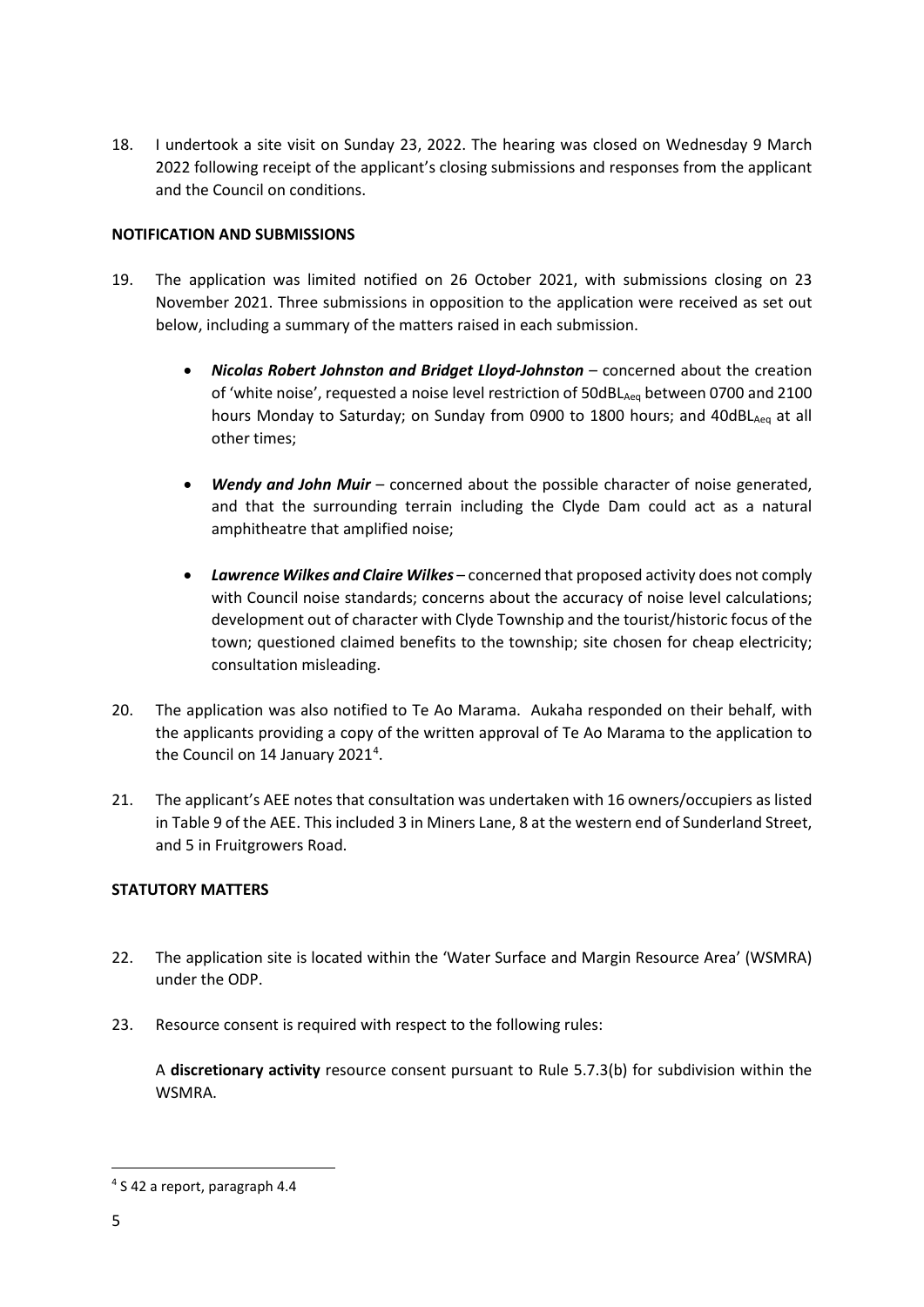18. I undertook a site visit on Sunday 23, 2022. The hearing was closed on Wednesday 9 March 2022 following receipt of the applicant's closing submissions and responses from the applicant and the Council on conditions.

**NOTIFICATION AND SUBMISSIONS**

19. The application was limited notified on 26 October 2021, with submissions closing on 23 November 2021. Three submissions in opposition to the application were received as set out below, including a summary of the matters raised in each submission.

    - ***Nicolas Robert Johnston and Bridget Lloyd-Johnston*** – concerned about the creation of 'white noise', requested a noise level restriction of $50dBL_{Aeq}$ between 0700 and 2100 hours Monday to Saturday; on Sunday from 0900 to 1800 hours; and $40dBL_{Aeq}$ at all other times;

    - ***Wendy and John Muir*** – concerned about the possible character of noise generated, and that the surrounding terrain including the Clyde Dam could act as a natural amphitheatre that amplified noise;

    - ***Lawrence Wilkes and Claire Wilkes*** – concerned that proposed activity does not comply with Council noise standards; concerns about the accuracy of noise level calculations; development out of character with Clyde Township and the tourist/historic focus of the town; questioned claimed benefits to the township; site chosen for cheap electricity; consultation misleading.

20. The application was also notified to Te Ao Marama. Aukaha responded on their behalf, with the applicants providing a copy of the written approval of Te Ao Marama to the application to the Council on 14 January 2021[4].

21. The applicant's AEE notes that consultation was undertaken with 16 owners/occupiers as listed in Table 9 of the AEE. This included 3 in Miners Lane, 8 at the western end of Sunderland Street, and 5 in Fruitgrowers Road.

**STATUTORY MATTERS**

22. The application site is located within the 'Water Surface and Margin Resource Area' (WSMRA) under the ODP.

23. Resource consent is required with respect to the following rules:

    A **discretionary activity** resource consent pursuant to Rule 5.7.3(b) for subdivision within the WSMRA.

---

[4] S 42 a report, paragraph 4.4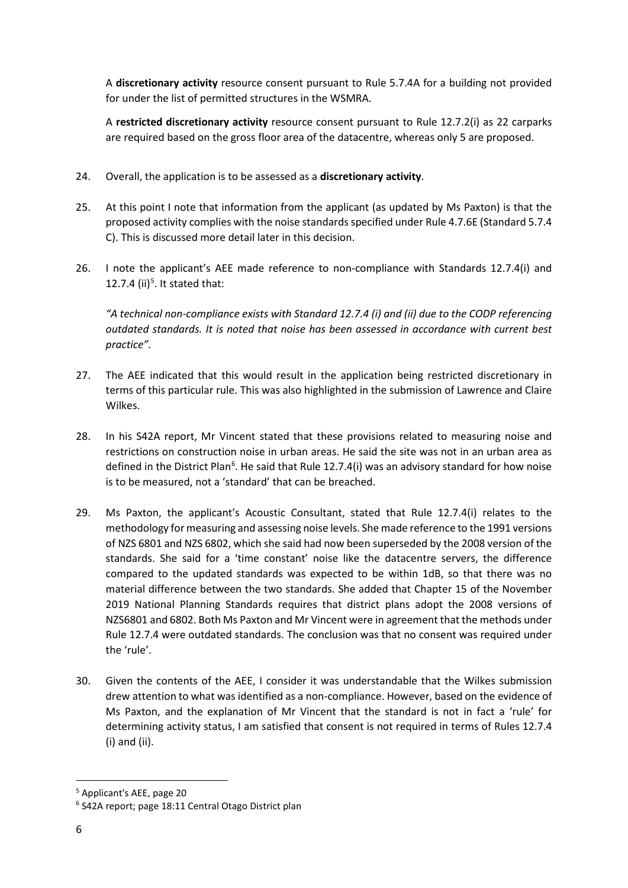A **discretionary activity** resource consent pursuant to Rule 5.7.4A for a building not provided for under the list of permitted structures in the WSMRA.

A **restricted discretionary activity** resource consent pursuant to Rule 12.7.2(i) as 22 carparks are required based on the gross floor area of the datacentre, whereas only 5 are proposed.

24. Overall, the application is to be assessed as a **discretionary activity**.

25. At this point I note that information from the applicant (as updated by Ms Paxton) is that the proposed activity complies with the noise standards specified under Rule 4.7.6E (Standard 5.7.4 C). This is discussed more detail later in this decision.

26. I note the applicant's AEE made reference to non-compliance with Standards 12.7.4(i) and 12.7.4 (ii)[5]. It stated that:

    *"A technical non-compliance exists with Standard 12.7.4 (i) and (ii) due to the CODP referencing outdated standards. It is noted that noise has been assessed in accordance with current best practice".*

27. The AEE indicated that this would result in the application being restricted discretionary in terms of this particular rule. This was also highlighted in the submission of Lawrence and Claire Wilkes.

28. In his S42A report, Mr Vincent stated that these provisions related to measuring noise and restrictions on construction noise in urban areas. He said the site was not in an urban area as defined in the District Plan[6]. He said that Rule 12.7.4(i) was an advisory standard for how noise is to be measured, not a 'standard' that can be breached.

29. Ms Paxton, the applicant's Acoustic Consultant, stated that Rule 12.7.4(i) relates to the methodology for measuring and assessing noise levels. She made reference to the 1991 versions of NZS 6801 and NZS 6802, which she said had now been superseded by the 2008 version of the standards. She said for a 'time constant' noise like the datacentre servers, the difference compared to the updated standards was expected to be within 1dB, so that there was no material difference between the two standards. She added that Chapter 15 of the November 2019 National Planning Standards requires that district plans adopt the 2008 versions of NZS6801 and 6802. Both Ms Paxton and Mr Vincent were in agreement that the methods under Rule 12.7.4 were outdated standards. The conclusion was that no consent was required under the 'rule'.

30. Given the contents of the AEE, I consider it was understandable that the Wilkes submission drew attention to what was identified as a non-compliance. However, based on the evidence of Ms Paxton, and the explanation of Mr Vincent that the standard is not in fact a 'rule' for determining activity status, I am satisfied that consent is not required in terms of Rules 12.7.4 (i) and (ii).

---

[5] Applicant's AEE, page 20

[6] S42A report; page 18:11 Central Otago District plan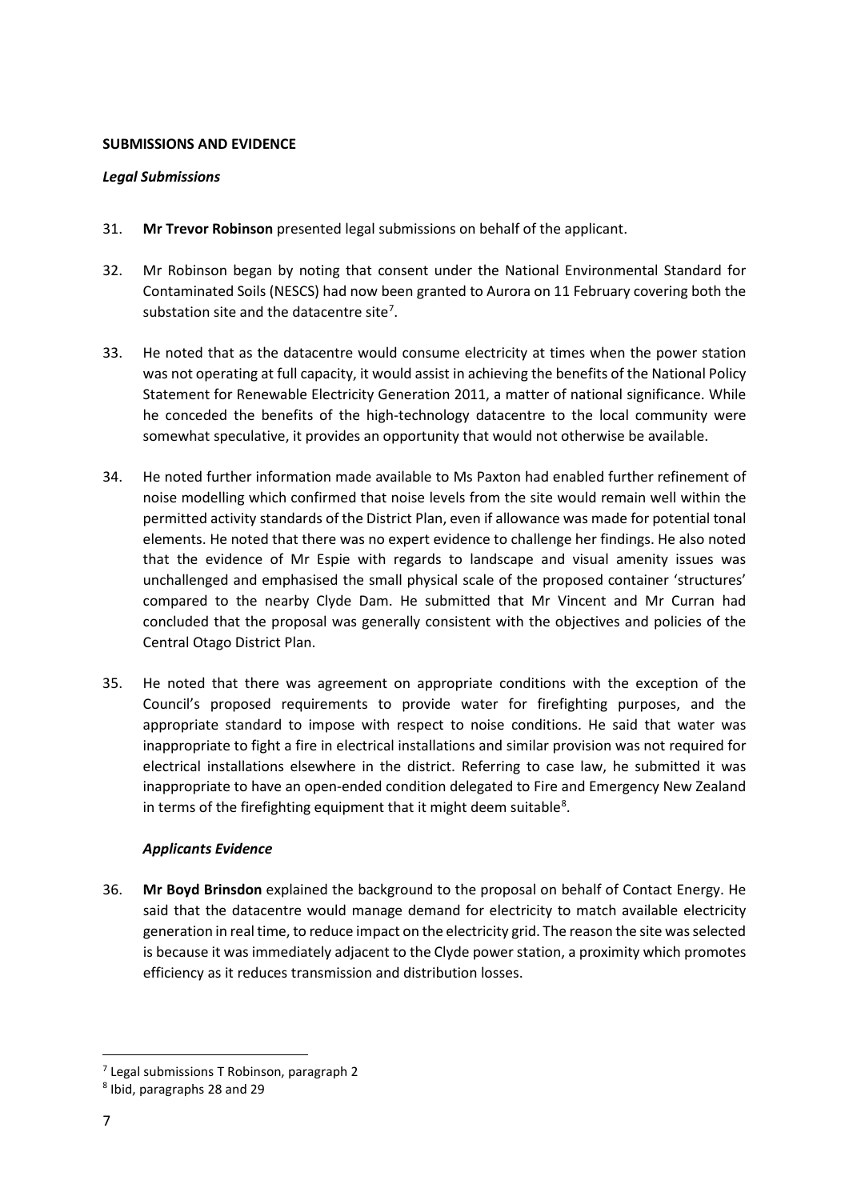**SUBMISSIONS AND EVIDENCE**

***Legal Submissions***

31. **Mr Trevor Robinson** presented legal submissions on behalf of the applicant.

32. Mr Robinson began by noting that consent under the National Environmental Standard for Contaminated Soils (NESCS) had now been granted to Aurora on 11 February covering both the substation site and the datacentre site[7].

33. He noted that as the datacentre would consume electricity at times when the power station was not operating at full capacity, it would assist in achieving the benefits of the National Policy Statement for Renewable Electricity Generation 2011, a matter of national significance. While he conceded the benefits of the high-technology datacentre to the local community were somewhat speculative, it provides an opportunity that would not otherwise be available.

34. He noted further information made available to Ms Paxton had enabled further refinement of noise modelling which confirmed that noise levels from the site would remain well within the permitted activity standards of the District Plan, even if allowance was made for potential tonal elements. He noted that there was no expert evidence to challenge her findings. He also noted that the evidence of Mr Espie with regards to landscape and visual amenity issues was unchallenged and emphasised the small physical scale of the proposed container 'structures' compared to the nearby Clyde Dam. He submitted that Mr Vincent and Mr Curran had concluded that the proposal was generally consistent with the objectives and policies of the Central Otago District Plan.

35. He noted that there was agreement on appropriate conditions with the exception of the Council's proposed requirements to provide water for firefighting purposes, and the appropriate standard to impose with respect to noise conditions. He said that water was inappropriate to fight a fire in electrical installations and similar provision was not required for electrical installations elsewhere in the district. Referring to case law, he submitted it was inappropriate to have an open-ended condition delegated to Fire and Emergency New Zealand in terms of the firefighting equipment that it might deem suitable[8].

***Applicants Evidence***

36. **Mr Boyd Brinsdon** explained the background to the proposal on behalf of Contact Energy. He said that the datacentre would manage demand for electricity to match available electricity generation in real time, to reduce impact on the electricity grid. The reason the site was selected is because it was immediately adjacent to the Clyde power station, a proximity which promotes efficiency as it reduces transmission and distribution losses.

---

[7] Legal submissions T Robinson, paragraph 2

[8] Ibid, paragraphs 28 and 29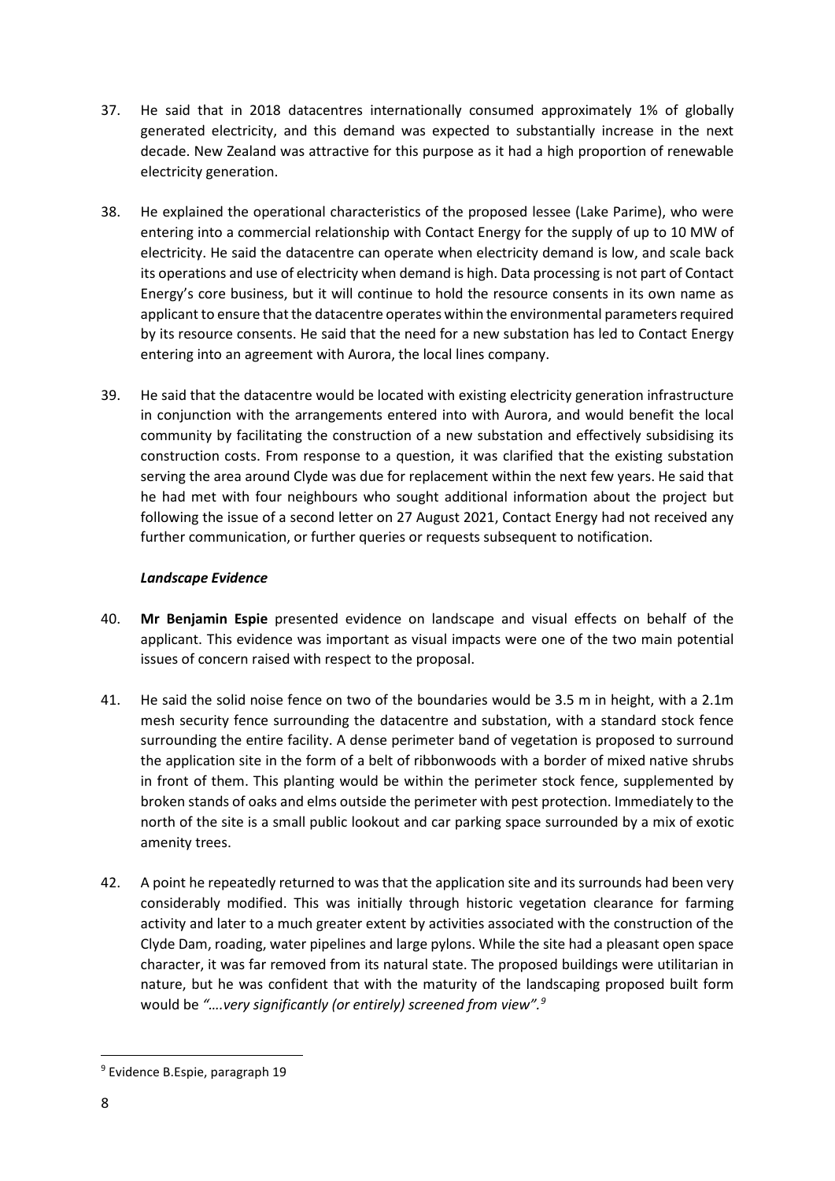37. He said that in 2018 datacentres internationally consumed approximately 1% of globally generated electricity, and this demand was expected to substantially increase in the next decade. New Zealand was attractive for this purpose as it had a high proportion of renewable electricity generation.

38. He explained the operational characteristics of the proposed lessee (Lake Parime), who were entering into a commercial relationship with Contact Energy for the supply of up to 10 MW of electricity. He said the datacentre can operate when electricity demand is low, and scale back its operations and use of electricity when demand is high. Data processing is not part of Contact Energy's core business, but it will continue to hold the resource consents in its own name as applicant to ensure that the datacentre operates within the environmental parameters required by its resource consents. He said that the need for a new substation has led to Contact Energy entering into an agreement with Aurora, the local lines company.

39. He said that the datacentre would be located with existing electricity generation infrastructure in conjunction with the arrangements entered into with Aurora, and would benefit the local community by facilitating the construction of a new substation and effectively subsidising its construction costs. From response to a question, it was clarified that the existing substation serving the area around Clyde was due for replacement within the next few years. He said that he had met with four neighbours who sought additional information about the project but following the issue of a second letter on 27 August 2021, Contact Energy had not received any further communication, or further queries or requests subsequent to notification.

***Landscape Evidence***

40. **Mr Benjamin Espie** presented evidence on landscape and visual effects on behalf of the applicant. This evidence was important as visual impacts were one of the two main potential issues of concern raised with respect to the proposal.

41. He said the solid noise fence on two of the boundaries would be 3.5 m in height, with a 2.1m mesh security fence surrounding the datacentre and substation, with a standard stock fence surrounding the entire facility. A dense perimeter band of vegetation is proposed to surround the application site in the form of a belt of ribbonwoods with a border of mixed native shrubs in front of them. This planting would be within the perimeter stock fence, supplemented by broken stands of oaks and elms outside the perimeter with pest protection. Immediately to the north of the site is a small public lookout and car parking space surrounded by a mix of exotic amenity trees.

42. A point he repeatedly returned to was that the application site and its surrounds had been very considerably modified. This was initially through historic vegetation clearance for farming activity and later to a much greater extent by activities associated with the construction of the Clyde Dam, roading, water pipelines and large pylons. While the site had a pleasant open space character, it was far removed from its natural state. The proposed buildings were utilitarian in nature, but he was confident that with the maturity of the landscaping proposed built form would be *"….very significantly (or entirely) screened from view".*[9]

[9] Evidence B.Espie, paragraph 19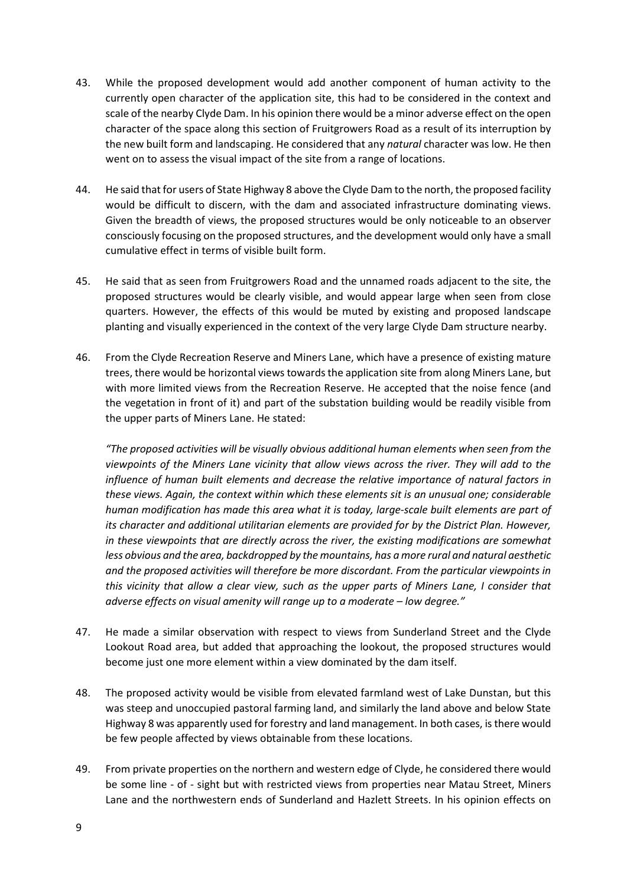43. While the proposed development would add another component of human activity to the currently open character of the application site, this had to be considered in the context and scale of the nearby Clyde Dam. In his opinion there would be a minor adverse effect on the open character of the space along this section of Fruitgrowers Road as a result of its interruption by the new built form and landscaping. He considered that any *natural* character was low. He then went on to assess the visual impact of the site from a range of locations.

44. He said that for users of State Highway 8 above the Clyde Dam to the north, the proposed facility would be difficult to discern, with the dam and associated infrastructure dominating views. Given the breadth of views, the proposed structures would be only noticeable to an observer consciously focusing on the proposed structures, and the development would only have a small cumulative effect in terms of visible built form.

45. He said that as seen from Fruitgrowers Road and the unnamed roads adjacent to the site, the proposed structures would be clearly visible, and would appear large when seen from close quarters. However, the effects of this would be muted by existing and proposed landscape planting and visually experienced in the context of the very large Clyde Dam structure nearby.

46. From the Clyde Recreation Reserve and Miners Lane, which have a presence of existing mature trees, there would be horizontal views towards the application site from along Miners Lane, but with more limited views from the Recreation Reserve. He accepted that the noise fence (and the vegetation in front of it) and part of the substation building would be readily visible from the upper parts of Miners Lane. He stated:

    *"The proposed activities will be visually obvious additional human elements when seen from the viewpoints of the Miners Lane vicinity that allow views across the river. They will add to the influence of human built elements and decrease the relative importance of natural factors in these views. Again, the context within which these elements sit is an unusual one; considerable human modification has made this area what it is today, large-scale built elements are part of its character and additional utilitarian elements are provided for by the District Plan. However, in these viewpoints that are directly across the river, the existing modifications are somewhat less obvious and the area, backdropped by the mountains, has a more rural and natural aesthetic and the proposed activities will therefore be more discordant. From the particular viewpoints in this vicinity that allow a clear view, such as the upper parts of Miners Lane, I consider that adverse effects on visual amenity will range up to a moderate – low degree."*

47. He made a similar observation with respect to views from Sunderland Street and the Clyde Lookout Road area, but added that approaching the lookout, the proposed structures would become just one more element within a view dominated by the dam itself.

48. The proposed activity would be visible from elevated farmland west of Lake Dunstan, but this was steep and unoccupied pastoral farming land, and similarly the land above and below State Highway 8 was apparently used for forestry and land management. In both cases, is there would be few people affected by views obtainable from these locations.

49. From private properties on the northern and western edge of Clyde, he considered there would be some line - of - sight but with restricted views from properties near Matau Street, Miners Lane and the northwestern ends of Sunderland and Hazlett Streets. In his opinion effects on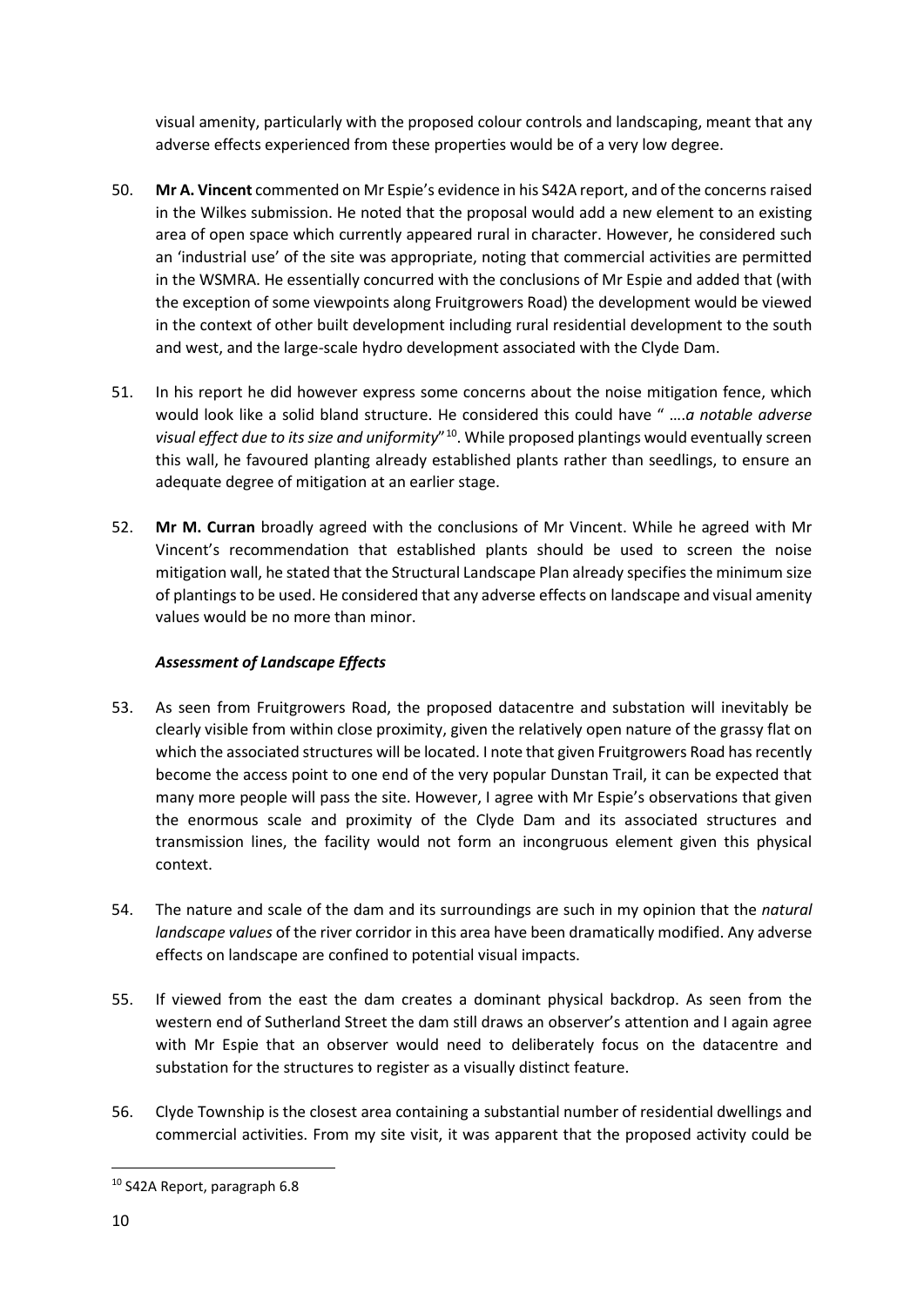visual amenity, particularly with the proposed colour controls and landscaping, meant that any adverse effects experienced from these properties would be of a very low degree.

50. **Mr A. Vincent** commented on Mr Espie's evidence in his S42A report, and of the concerns raised in the Wilkes submission. He noted that the proposal would add a new element to an existing area of open space which currently appeared rural in character. However, he considered such an 'industrial use' of the site was appropriate, noting that commercial activities are permitted in the WSMRA. He essentially concurred with the conclusions of Mr Espie and added that (with the exception of some viewpoints along Fruitgrowers Road) the development would be viewed in the context of other built development including rural residential development to the south and west, and the large-scale hydro development associated with the Clyde Dam.

51. In his report he did however express some concerns about the noise mitigation fence, which would look like a solid bland structure. He considered this could have " ….*a notable adverse visual effect due to its size and uniformity*"[10]. While proposed plantings would eventually screen this wall, he favoured planting already established plants rather than seedlings, to ensure an adequate degree of mitigation at an earlier stage.

52. **Mr M. Curran** broadly agreed with the conclusions of Mr Vincent. While he agreed with Mr Vincent's recommendation that established plants should be used to screen the noise mitigation wall, he stated that the Structural Landscape Plan already specifies the minimum size of plantings to be used. He considered that any adverse effects on landscape and visual amenity values would be no more than minor.

### *Assessment of Landscape Effects*

53. As seen from Fruitgrowers Road, the proposed datacentre and substation will inevitably be clearly visible from within close proximity, given the relatively open nature of the grassy flat on which the associated structures will be located. I note that given Fruitgrowers Road has recently become the access point to one end of the very popular Dunstan Trail, it can be expected that many more people will pass the site. However, I agree with Mr Espie's observations that given the enormous scale and proximity of the Clyde Dam and its associated structures and transmission lines, the facility would not form an incongruous element given this physical context.

54. The nature and scale of the dam and its surroundings are such in my opinion that the *natural landscape values* of the river corridor in this area have been dramatically modified. Any adverse effects on landscape are confined to potential visual impacts.

55. If viewed from the east the dam creates a dominant physical backdrop. As seen from the western end of Sutherland Street the dam still draws an observer's attention and I again agree with Mr Espie that an observer would need to deliberately focus on the datacentre and substation for the structures to register as a visually distinct feature.

56. Clyde Township is the closest area containing a substantial number of residential dwellings and commercial activities. From my site visit, it was apparent that the proposed activity could be

[10] S42A Report, paragraph 6.8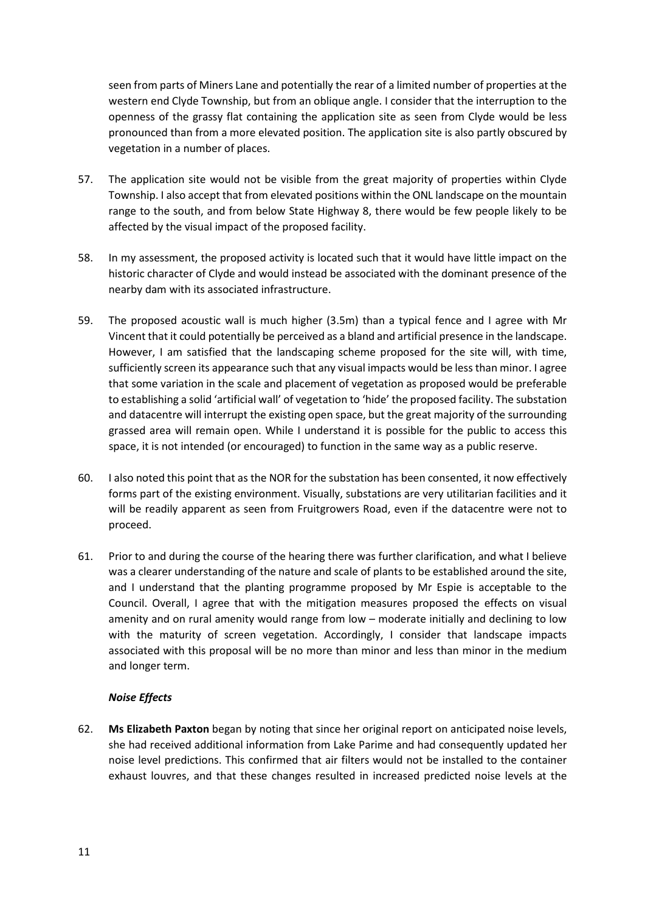seen from parts of Miners Lane and potentially the rear of a limited number of properties at the western end Clyde Township, but from an oblique angle. I consider that the interruption to the openness of the grassy flat containing the application site as seen from Clyde would be less pronounced than from a more elevated position. The application site is also partly obscured by vegetation in a number of places.

57. The application site would not be visible from the great majority of properties within Clyde Township. I also accept that from elevated positions within the ONL landscape on the mountain range to the south, and from below State Highway 8, there would be few people likely to be affected by the visual impact of the proposed facility.

58. In my assessment, the proposed activity is located such that it would have little impact on the historic character of Clyde and would instead be associated with the dominant presence of the nearby dam with its associated infrastructure.

59. The proposed acoustic wall is much higher (3.5m) than a typical fence and I agree with Mr Vincent that it could potentially be perceived as a bland and artificial presence in the landscape. However, I am satisfied that the landscaping scheme proposed for the site will, with time, sufficiently screen its appearance such that any visual impacts would be less than minor. I agree that some variation in the scale and placement of vegetation as proposed would be preferable to establishing a solid 'artificial wall' of vegetation to 'hide' the proposed facility. The substation and datacentre will interrupt the existing open space, but the great majority of the surrounding grassed area will remain open. While I understand it is possible for the public to access this space, it is not intended (or encouraged) to function in the same way as a public reserve.

60. I also noted this point that as the NOR for the substation has been consented, it now effectively forms part of the existing environment. Visually, substations are very utilitarian facilities and it will be readily apparent as seen from Fruitgrowers Road, even if the datacentre were not to proceed.

61. Prior to and during the course of the hearing there was further clarification, and what I believe was a clearer understanding of the nature and scale of plants to be established around the site, and I understand that the planting programme proposed by Mr Espie is acceptable to the Council. Overall, I agree that with the mitigation measures proposed the effects on visual amenity and on rural amenity would range from low – moderate initially and declining to low with the maturity of screen vegetation. Accordingly, I consider that landscape impacts associated with this proposal will be no more than minor and less than minor in the medium and longer term.

### *Noise Effects*

62. **Ms Elizabeth Paxton** began by noting that since her original report on anticipated noise levels, she had received additional information from Lake Parime and had consequently updated her noise level predictions. This confirmed that air filters would not be installed to the container exhaust louvres, and that these changes resulted in increased predicted noise levels at the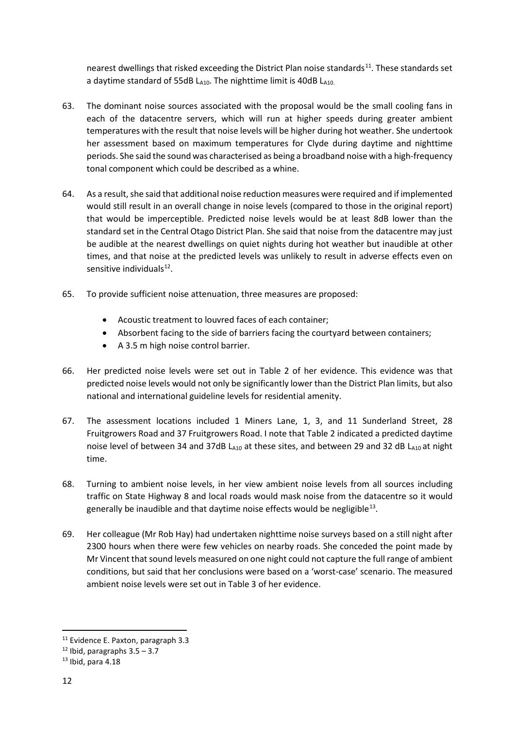nearest dwellings that risked exceeding the District Plan noise standards[11]. These standards set a daytime standard of 55dB $L_{A10}$. The nighttime limit is 40dB $L_{A10}$.

63. The dominant noise sources associated with the proposal would be the small cooling fans in each of the datacentre servers, which will run at higher speeds during greater ambient temperatures with the result that noise levels will be higher during hot weather. She undertook her assessment based on maximum temperatures for Clyde during daytime and nighttime periods. She said the sound was characterised as being a broadband noise with a high-frequency tonal component which could be described as a whine.

64. As a result, she said that additional noise reduction measures were required and if implemented would still result in an overall change in noise levels (compared to those in the original report) that would be imperceptible. Predicted noise levels would be at least 8dB lower than the standard set in the Central Otago District Plan. She said that noise from the datacentre may just be audible at the nearest dwellings on quiet nights during hot weather but inaudible at other times, and that noise at the predicted levels was unlikely to result in adverse effects even on sensitive individuals[12].

65. To provide sufficient noise attenuation, three measures are proposed:

    - Acoustic treatment to louvred faces of each container;
    - Absorbent facing to the side of barriers facing the courtyard between containers;
    - A 3.5 m high noise control barrier.

66. Her predicted noise levels were set out in Table 2 of her evidence. This evidence was that predicted noise levels would not only be significantly lower than the District Plan limits, but also national and international guideline levels for residential amenity.

67. The assessment locations included 1 Miners Lane, 1, 3, and 11 Sunderland Street, 28 Fruitgrowers Road and 37 Fruitgrowers Road. I note that Table 2 indicated a predicted daytime noise level of between 34 and 37dB $L_{A10}$ at these sites, and between 29 and 32 dB $L_{A10}$ at night time.

68. Turning to ambient noise levels, in her view ambient noise levels from all sources including traffic on State Highway 8 and local roads would mask noise from the datacentre so it would generally be inaudible and that daytime noise effects would be negligible[13].

69. Her colleague (Mr Rob Hay) had undertaken nighttime noise surveys based on a still night after 2300 hours when there were few vehicles on nearby roads. She conceded the point made by Mr Vincent that sound levels measured on one night could not capture the full range of ambient conditions, but said that her conclusions were based on a 'worst-case' scenario. The measured ambient noise levels were set out in Table 3 of her evidence.

---

[11] Evidence E. Paxton, paragraph 3.3

[12] Ibid, paragraphs 3.5 – 3.7

[13] Ibid, para 4.18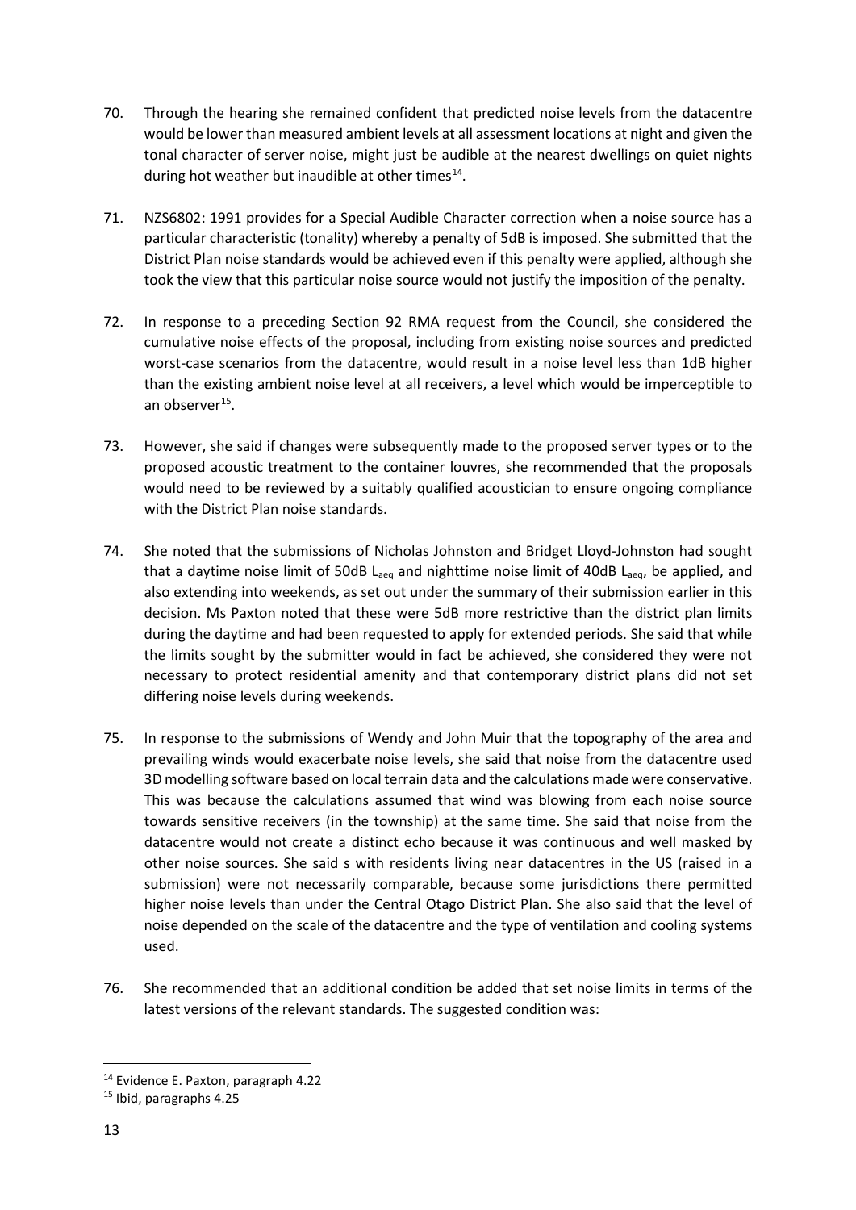70. Through the hearing she remained confident that predicted noise levels from the datacentre would be lower than measured ambient levels at all assessment locations at night and given the tonal character of server noise, might just be audible at the nearest dwellings on quiet nights during hot weather but inaudible at other times[14].

71. NZS6802: 1991 provides for a Special Audible Character correction when a noise source has a particular characteristic (tonality) whereby a penalty of 5dB is imposed. She submitted that the District Plan noise standards would be achieved even if this penalty were applied, although she took the view that this particular noise source would not justify the imposition of the penalty.

72. In response to a preceding Section 92 RMA request from the Council, she considered the cumulative noise effects of the proposal, including from existing noise sources and predicted worst-case scenarios from the datacentre, would result in a noise level less than 1dB higher than the existing ambient noise level at all receivers, a level which would be imperceptible to an observer[15].

73. However, she said if changes were subsequently made to the proposed server types or to the proposed acoustic treatment to the container louvres, she recommended that the proposals would need to be reviewed by a suitably qualified acoustician to ensure ongoing compliance with the District Plan noise standards.

74. She noted that the submissions of Nicholas Johnston and Bridget Lloyd-Johnston had sought that a daytime noise limit of 50dB $L_{aeq}$ and nighttime noise limit of 40dB $L_{aeq}$, be applied, and also extending into weekends, as set out under the summary of their submission earlier in this decision. Ms Paxton noted that these were 5dB more restrictive than the district plan limits during the daytime and had been requested to apply for extended periods. She said that while the limits sought by the submitter would in fact be achieved, she considered they were not necessary to protect residential amenity and that contemporary district plans did not set differing noise levels during weekends.

75. In response to the submissions of Wendy and John Muir that the topography of the area and prevailing winds would exacerbate noise levels, she said that noise from the datacentre used 3D modelling software based on local terrain data and the calculations made were conservative. This was because the calculations assumed that wind was blowing from each noise source towards sensitive receivers (in the township) at the same time. She said that noise from the datacentre would not create a distinct echo because it was continuous and well masked by other noise sources. She said s with residents living near datacentres in the US (raised in a submission) were not necessarily comparable, because some jurisdictions there permitted higher noise levels than under the Central Otago District Plan. She also said that the level of noise depended on the scale of the datacentre and the type of ventilation and cooling systems used.

76. She recommended that an additional condition be added that set noise limits in terms of the latest versions of the relevant standards. The suggested condition was:

---

[14] Evidence E. Paxton, paragraph 4.22

[15] Ibid, paragraphs 4.25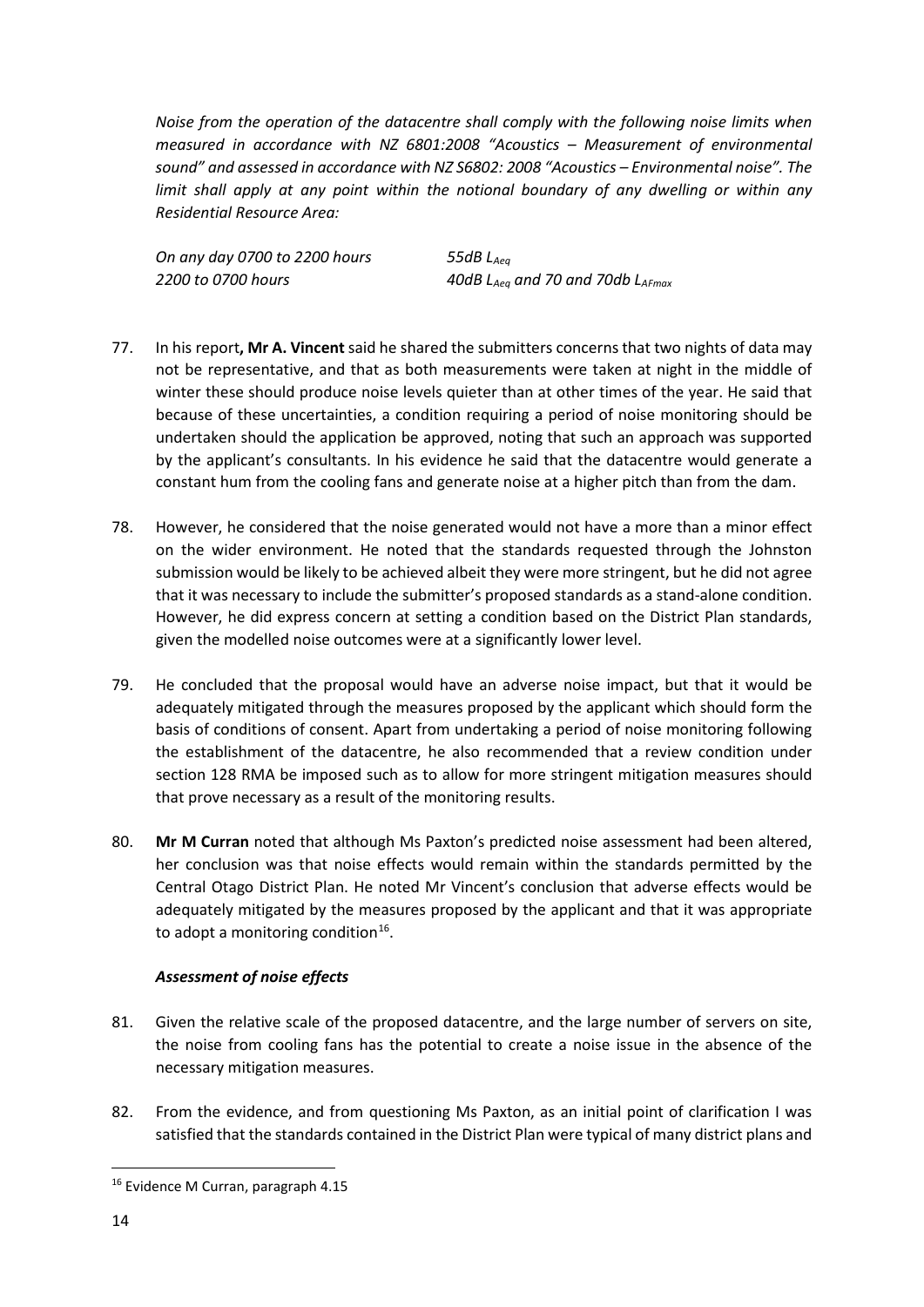*Noise from the operation of the datacentre shall comply with the following noise limits when measured in accordance with NZ 6801:2008 "Acoustics – Measurement of environmental sound" and assessed in accordance with NZ S6802: 2008 "Acoustics – Environmental noise". The limit shall apply at any point within the notional boundary of any dwelling or within any Residential Resource Area:*

| | |
|---|---|
| *On any day 0700 to 2200 hours* | *55dB $L_{Aeq}$* |
| *2200 to 0700 hours* | *40dB $L_{Aeq}$ and 70 and 70db $L_{AFmax}$* |

77. In his report**, Mr A. Vincent** said he shared the submitters concerns that two nights of data may not be representative, and that as both measurements were taken at night in the middle of winter these should produce noise levels quieter than at other times of the year. He said that because of these uncertainties, a condition requiring a period of noise monitoring should be undertaken should the application be approved, noting that such an approach was supported by the applicant's consultants. In his evidence he said that the datacentre would generate a constant hum from the cooling fans and generate noise at a higher pitch than from the dam.

78. However, he considered that the noise generated would not have a more than a minor effect on the wider environment. He noted that the standards requested through the Johnston submission would be likely to be achieved albeit they were more stringent, but he did not agree that it was necessary to include the submitter's proposed standards as a stand-alone condition. However, he did express concern at setting a condition based on the District Plan standards, given the modelled noise outcomes were at a significantly lower level.

79. He concluded that the proposal would have an adverse noise impact, but that it would be adequately mitigated through the measures proposed by the applicant which should form the basis of conditions of consent. Apart from undertaking a period of noise monitoring following the establishment of the datacentre, he also recommended that a review condition under section 128 RMA be imposed such as to allow for more stringent mitigation measures should that prove necessary as a result of the monitoring results.

80. **Mr M Curran** noted that although Ms Paxton's predicted noise assessment had been altered, her conclusion was that noise effects would remain within the standards permitted by the Central Otago District Plan. He noted Mr Vincent's conclusion that adverse effects would be adequately mitigated by the measures proposed by the applicant and that it was appropriate to adopt a monitoring condition[16].

### *Assessment of noise effects*

81. Given the relative scale of the proposed datacentre, and the large number of servers on site, the noise from cooling fans has the potential to create a noise issue in the absence of the necessary mitigation measures.

82. From the evidence, and from questioning Ms Paxton, as an initial point of clarification I was satisfied that the standards contained in the District Plan were typical of many district plans and

[16] Evidence M Curran, paragraph 4.15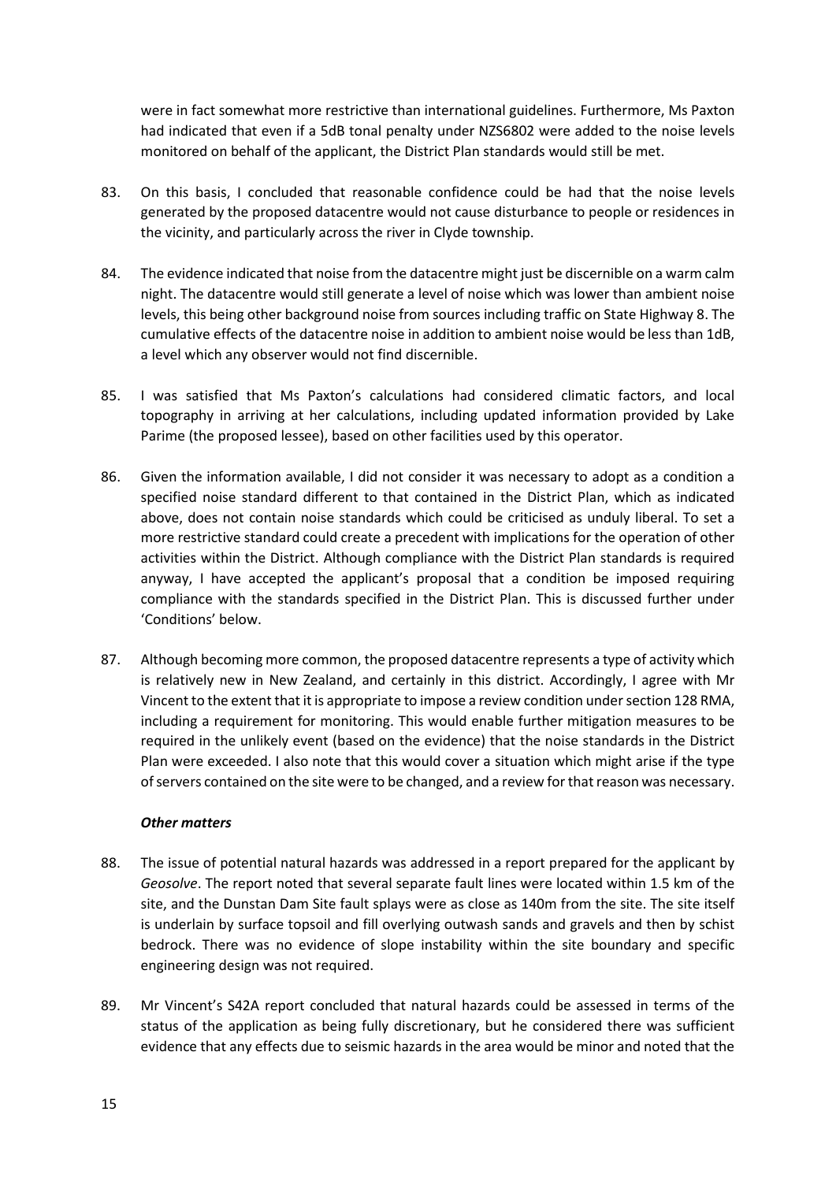were in fact somewhat more restrictive than international guidelines. Furthermore, Ms Paxton had indicated that even if a 5dB tonal penalty under NZS6802 were added to the noise levels monitored on behalf of the applicant, the District Plan standards would still be met.

83. On this basis, I concluded that reasonable confidence could be had that the noise levels generated by the proposed datacentre would not cause disturbance to people or residences in the vicinity, and particularly across the river in Clyde township.

84. The evidence indicated that noise from the datacentre might just be discernible on a warm calm night. The datacentre would still generate a level of noise which was lower than ambient noise levels, this being other background noise from sources including traffic on State Highway 8. The cumulative effects of the datacentre noise in addition to ambient noise would be less than 1dB, a level which any observer would not find discernible.

85. I was satisfied that Ms Paxton's calculations had considered climatic factors, and local topography in arriving at her calculations, including updated information provided by Lake Parime (the proposed lessee), based on other facilities used by this operator.

86. Given the information available, I did not consider it was necessary to adopt as a condition a specified noise standard different to that contained in the District Plan, which as indicated above, does not contain noise standards which could be criticised as unduly liberal. To set a more restrictive standard could create a precedent with implications for the operation of other activities within the District. Although compliance with the District Plan standards is required anyway, I have accepted the applicant's proposal that a condition be imposed requiring compliance with the standards specified in the District Plan. This is discussed further under 'Conditions' below.

87. Although becoming more common, the proposed datacentre represents a type of activity which is relatively new in New Zealand, and certainly in this district. Accordingly, I agree with Mr Vincent to the extent that it is appropriate to impose a review condition under section 128 RMA, including a requirement for monitoring. This would enable further mitigation measures to be required in the unlikely event (based on the evidence) that the noise standards in the District Plan were exceeded. I also note that this would cover a situation which might arise if the type of servers contained on the site were to be changed, and a review for that reason was necessary.

***Other matters***

88. The issue of potential natural hazards was addressed in a report prepared for the applicant by *Geosolve*. The report noted that several separate fault lines were located within 1.5 km of the site, and the Dunstan Dam Site fault splays were as close as 140m from the site. The site itself is underlain by surface topsoil and fill overlying outwash sands and gravels and then by schist bedrock. There was no evidence of slope instability within the site boundary and specific engineering design was not required.

89. Mr Vincent's S42A report concluded that natural hazards could be assessed in terms of the status of the application as being fully discretionary, but he considered there was sufficient evidence that any effects due to seismic hazards in the area would be minor and noted that the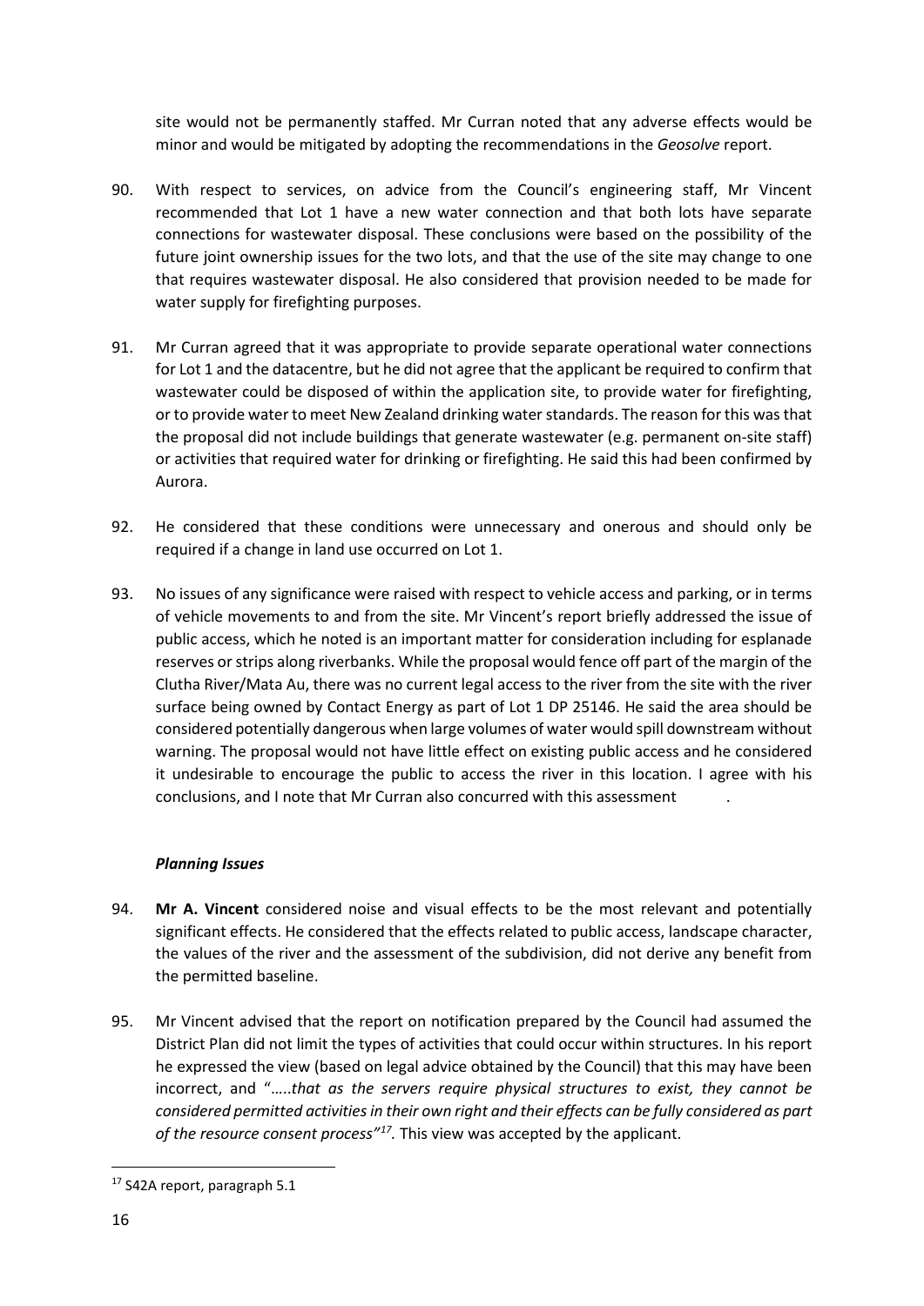site would not be permanently staffed. Mr Curran noted that any adverse effects would be minor and would be mitigated by adopting the recommendations in the *Geosolve* report.

90. With respect to services, on advice from the Council's engineering staff, Mr Vincent recommended that Lot 1 have a new water connection and that both lots have separate connections for wastewater disposal. These conclusions were based on the possibility of the future joint ownership issues for the two lots, and that the use of the site may change to one that requires wastewater disposal. He also considered that provision needed to be made for water supply for firefighting purposes.

91. Mr Curran agreed that it was appropriate to provide separate operational water connections for Lot 1 and the datacentre, but he did not agree that the applicant be required to confirm that wastewater could be disposed of within the application site, to provide water for firefighting, or to provide water to meet New Zealand drinking water standards. The reason for this was that the proposal did not include buildings that generate wastewater (e.g. permanent on-site staff) or activities that required water for drinking or firefighting. He said this had been confirmed by Aurora.

92. He considered that these conditions were unnecessary and onerous and should only be required if a change in land use occurred on Lot 1.

93. No issues of any significance were raised with respect to vehicle access and parking, or in terms of vehicle movements to and from the site. Mr Vincent's report briefly addressed the issue of public access, which he noted is an important matter for consideration including for esplanade reserves or strips along riverbanks. While the proposal would fence off part of the margin of the Clutha River/Mata Au, there was no current legal access to the river from the site with the river surface being owned by Contact Energy as part of Lot 1 DP 25146. He said the area should be considered potentially dangerous when large volumes of water would spill downstream without warning. The proposal would not have little effect on existing public access and he considered it undesirable to encourage the public to access the river in this location. I agree with his conclusions, and I note that Mr Curran also concurred with this assessment .

### *Planning Issues*

94. **Mr A. Vincent** considered noise and visual effects to be the most relevant and potentially significant effects. He considered that the effects related to public access, landscape character, the values of the river and the assessment of the subdivision, did not derive any benefit from the permitted baseline.

95. Mr Vincent advised that the report on notification prepared by the Council had assumed the District Plan did not limit the types of activities that could occur within structures. In his report he expressed the view (based on legal advice obtained by the Council) that this may have been incorrect, and "…..*that as the servers require physical structures to exist, they cannot be considered permitted activities in their own right and their effects can be fully considered as part of the resource consent process"*[17]. This view was accepted by the applicant.

---

[17] S42A report, paragraph 5.1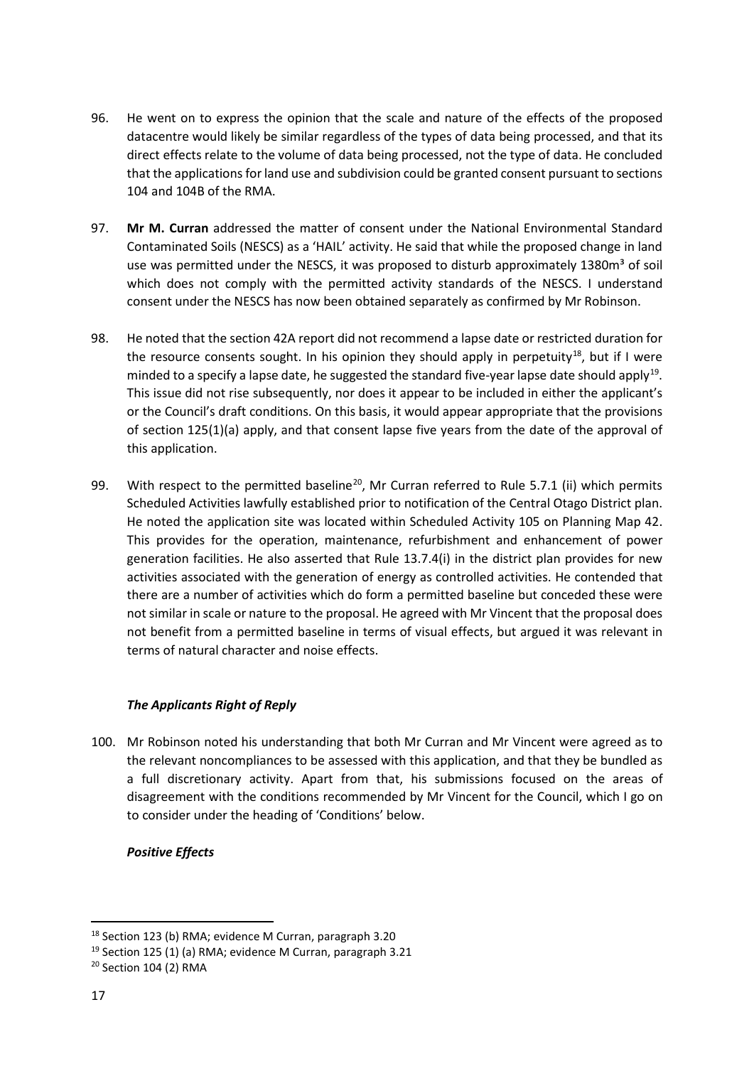96. He went on to express the opinion that the scale and nature of the effects of the proposed datacentre would likely be similar regardless of the types of data being processed, and that its direct effects relate to the volume of data being processed, not the type of data. He concluded that the applications for land use and subdivision could be granted consent pursuant to sections 104 and 104B of the RMA.

97. **Mr M. Curran** addressed the matter of consent under the National Environmental Standard Contaminated Soils (NESCS) as a 'HAIL' activity. He said that while the proposed change in land use was permitted under the NESCS, it was proposed to disturb approximately 1380m³ of soil which does not comply with the permitted activity standards of the NESCS. I understand consent under the NESCS has now been obtained separately as confirmed by Mr Robinson.

98. He noted that the section 42A report did not recommend a lapse date or restricted duration for the resource consents sought. In his opinion they should apply in perpetuity[18], but if I were minded to a specify a lapse date, he suggested the standard five-year lapse date should apply[19]. This issue did not rise subsequently, nor does it appear to be included in either the applicant's or the Council's draft conditions. On this basis, it would appear appropriate that the provisions of section 125(1)(a) apply, and that consent lapse five years from the date of the approval of this application.

99. With respect to the permitted baseline[20], Mr Curran referred to Rule 5.7.1 (ii) which permits Scheduled Activities lawfully established prior to notification of the Central Otago District plan. He noted the application site was located within Scheduled Activity 105 on Planning Map 42. This provides for the operation, maintenance, refurbishment and enhancement of power generation facilities. He also asserted that Rule 13.7.4(i) in the district plan provides for new activities associated with the generation of energy as controlled activities. He contended that there are a number of activities which do form a permitted baseline but conceded these were not similar in scale or nature to the proposal. He agreed with Mr Vincent that the proposal does not benefit from a permitted baseline in terms of visual effects, but argued it was relevant in terms of natural character and noise effects.

***The Applicants Right of Reply***

100. Mr Robinson noted his understanding that both Mr Curran and Mr Vincent were agreed as to the relevant noncompliances to be assessed with this application, and that they be bundled as a full discretionary activity. Apart from that, his submissions focused on the areas of disagreement with the conditions recommended by Mr Vincent for the Council, which I go on to consider under the heading of 'Conditions' below.

***Positive Effects***

[18] Section 123 (b) RMA; evidence M Curran, paragraph 3.20

[19] Section 125 (1) (a) RMA; evidence M Curran, paragraph 3.21

[20] Section 104 (2) RMA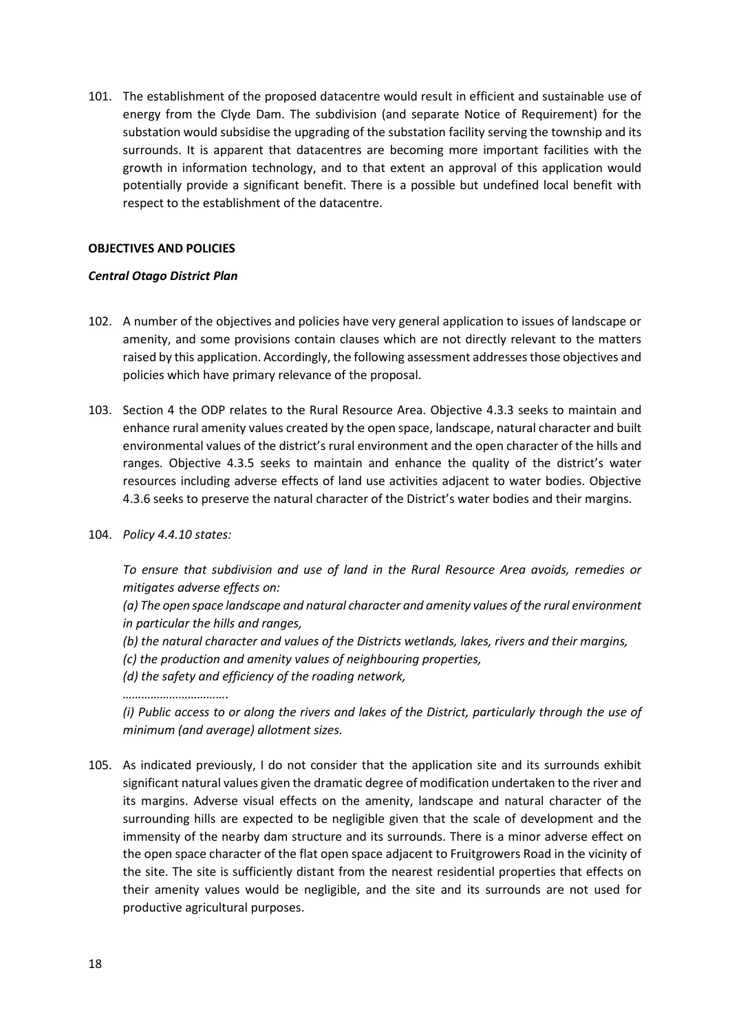101. The establishment of the proposed datacentre would result in efficient and sustainable use of energy from the Clyde Dam. The subdivision (and separate Notice of Requirement) for the substation would subsidise the upgrading of the substation facility serving the township and its surrounds. It is apparent that datacentres are becoming more important facilities with the growth in information technology, and to that extent an approval of this application would potentially provide a significant benefit. There is a possible but undefined local benefit with respect to the establishment of the datacentre.

**OBJECTIVES AND POLICIES**

***Central Otago District Plan***

102. A number of the objectives and policies have very general application to issues of landscape or amenity, and some provisions contain clauses which are not directly relevant to the matters raised by this application. Accordingly, the following assessment addresses those objectives and policies which have primary relevance of the proposal.

103. Section 4 the ODP relates to the Rural Resource Area. Objective 4.3.3 seeks to maintain and enhance rural amenity values created by the open space, landscape, natural character and built environmental values of the district's rural environment and the open character of the hills and ranges. Objective 4.3.5 seeks to maintain and enhance the quality of the district's water resources including adverse effects of land use activities adjacent to water bodies. Objective 4.3.6 seeks to preserve the natural character of the District's water bodies and their margins.

104. *Policy 4.4.10 states:*

    *To ensure that subdivision and use of land in the Rural Resource Area avoids, remedies or mitigates adverse effects on:*

    *(a) The open space landscape and natural character and amenity values of the rural environment in particular the hills and ranges,*

    *(b) the natural character and values of the Districts wetlands, lakes, rivers and their margins,*

    *(c) the production and amenity values of neighbouring properties,*

    *(d) the safety and efficiency of the roading network,*

    *…………………………….*

    *(i) Public access to or along the rivers and lakes of the District, particularly through the use of minimum (and average) allotment sizes.*

105. As indicated previously, I do not consider that the application site and its surrounds exhibit significant natural values given the dramatic degree of modification undertaken to the river and its margins. Adverse visual effects on the amenity, landscape and natural character of the surrounding hills are expected to be negligible given that the scale of development and the immensity of the nearby dam structure and its surrounds. There is a minor adverse effect on the open space character of the flat open space adjacent to Fruitgrowers Road in the vicinity of the site. The site is sufficiently distant from the nearest residential properties that effects on their amenity values would be negligible, and the site and its surrounds are not used for productive agricultural purposes.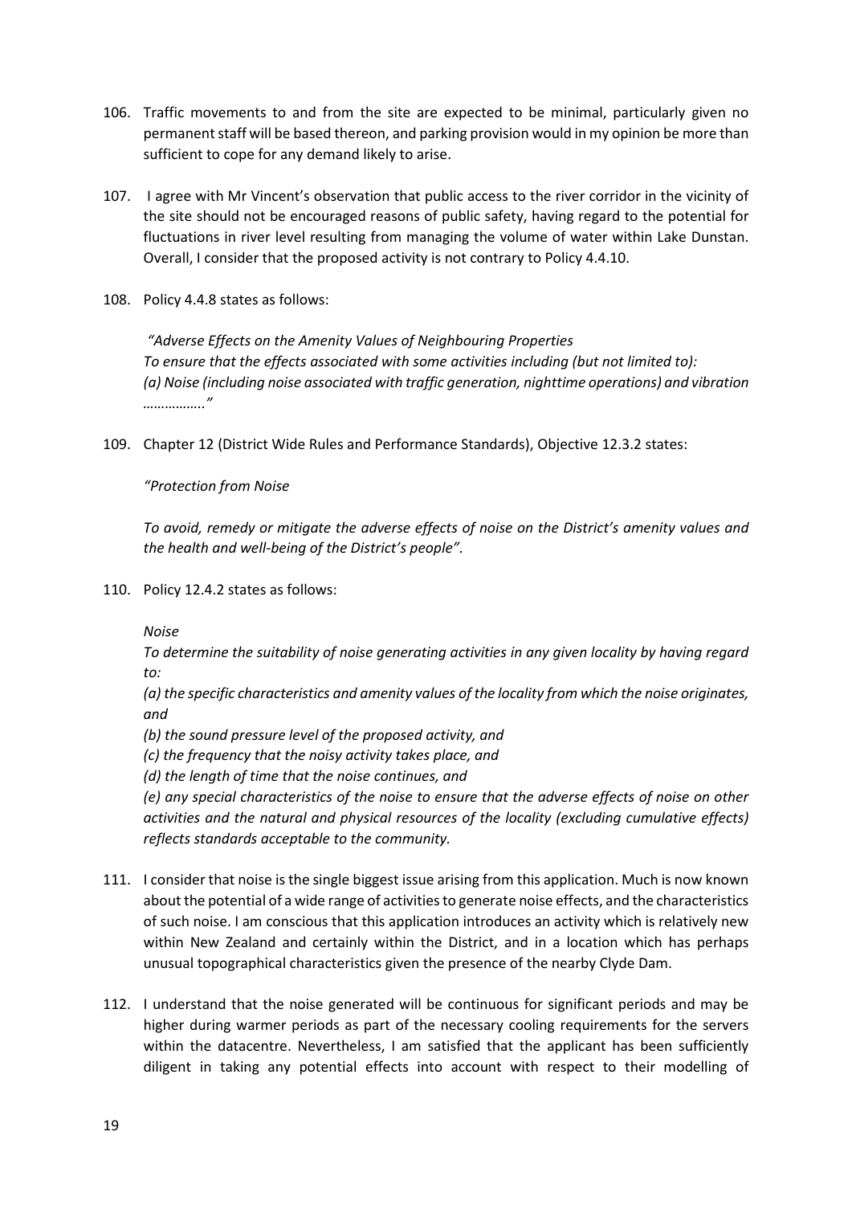106. Traffic movements to and from the site are expected to be minimal, particularly given no permanent staff will be based thereon, and parking provision would in my opinion be more than sufficient to cope for any demand likely to arise.

107. I agree with Mr Vincent's observation that public access to the river corridor in the vicinity of the site should not be encouraged reasons of public safety, having regard to the potential for fluctuations in river level resulting from managing the volume of water within Lake Dunstan. Overall, I consider that the proposed activity is not contrary to Policy 4.4.10.

108. Policy 4.4.8 states as follows:

    *"Adverse Effects on the Amenity Values of Neighbouring Properties*
    *To ensure that the effects associated with some activities including (but not limited to):*
    *(a) Noise (including noise associated with traffic generation, nighttime operations) and vibration ……………."*

109. Chapter 12 (District Wide Rules and Performance Standards), Objective 12.3.2 states:

    *"Protection from Noise*

    *To avoid, remedy or mitigate the adverse effects of noise on the District's amenity values and the health and well-being of the District's people".*

110. Policy 12.4.2 states as follows:

    *Noise*
    *To determine the suitability of noise generating activities in any given locality by having regard to:*
    *(a) the specific characteristics and amenity values of the locality from which the noise originates, and*
    *(b) the sound pressure level of the proposed activity, and*
    *(c) the frequency that the noisy activity takes place, and*
    *(d) the length of time that the noise continues, and*
    *(e) any special characteristics of the noise to ensure that the adverse effects of noise on other activities and the natural and physical resources of the locality (excluding cumulative effects) reflects standards acceptable to the community.*

111. I consider that noise is the single biggest issue arising from this application. Much is now known about the potential of a wide range of activities to generate noise effects, and the characteristics of such noise. I am conscious that this application introduces an activity which is relatively new within New Zealand and certainly within the District, and in a location which has perhaps unusual topographical characteristics given the presence of the nearby Clyde Dam.

112. I understand that the noise generated will be continuous for significant periods and may be higher during warmer periods as part of the necessary cooling requirements for the servers within the datacentre. Nevertheless, I am satisfied that the applicant has been sufficiently diligent in taking any potential effects into account with respect to their modelling of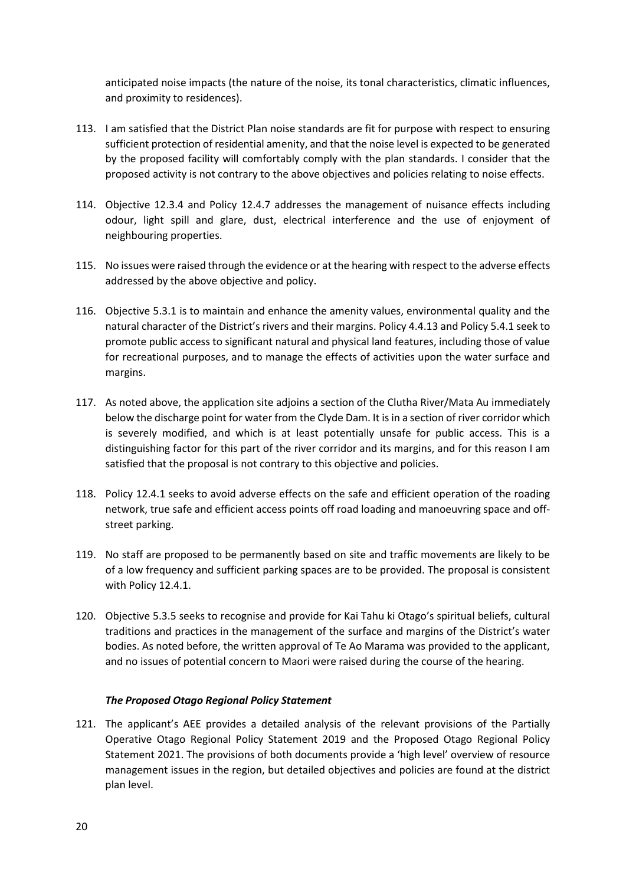anticipated noise impacts (the nature of the noise, its tonal characteristics, climatic influences, and proximity to residences).

113. I am satisfied that the District Plan noise standards are fit for purpose with respect to ensuring sufficient protection of residential amenity, and that the noise level is expected to be generated by the proposed facility will comfortably comply with the plan standards. I consider that the proposed activity is not contrary to the above objectives and policies relating to noise effects.

114. Objective 12.3.4 and Policy 12.4.7 addresses the management of nuisance effects including odour, light spill and glare, dust, electrical interference and the use of enjoyment of neighbouring properties.

115. No issues were raised through the evidence or at the hearing with respect to the adverse effects addressed by the above objective and policy.

116. Objective 5.3.1 is to maintain and enhance the amenity values, environmental quality and the natural character of the District's rivers and their margins. Policy 4.4.13 and Policy 5.4.1 seek to promote public access to significant natural and physical land features, including those of value for recreational purposes, and to manage the effects of activities upon the water surface and margins.

117. As noted above, the application site adjoins a section of the Clutha River/Mata Au immediately below the discharge point for water from the Clyde Dam. It is in a section of river corridor which is severely modified, and which is at least potentially unsafe for public access. This is a distinguishing factor for this part of the river corridor and its margins, and for this reason I am satisfied that the proposal is not contrary to this objective and policies.

118. Policy 12.4.1 seeks to avoid adverse effects on the safe and efficient operation of the roading network, true safe and efficient access points off road loading and manoeuvring space and off-street parking.

119. No staff are proposed to be permanently based on site and traffic movements are likely to be of a low frequency and sufficient parking spaces are to be provided. The proposal is consistent with Policy 12.4.1.

120. Objective 5.3.5 seeks to recognise and provide for Kai Tahu ki Otago's spiritual beliefs, cultural traditions and practices in the management of the surface and margins of the District's water bodies. As noted before, the written approval of Te Ao Marama was provided to the applicant, and no issues of potential concern to Maori were raised during the course of the hearing.

### *The Proposed Otago Regional Policy Statement*

121. The applicant's AEE provides a detailed analysis of the relevant provisions of the Partially Operative Otago Regional Policy Statement 2019 and the Proposed Otago Regional Policy Statement 2021. The provisions of both documents provide a 'high level' overview of resource management issues in the region, but detailed objectives and policies are found at the district plan level.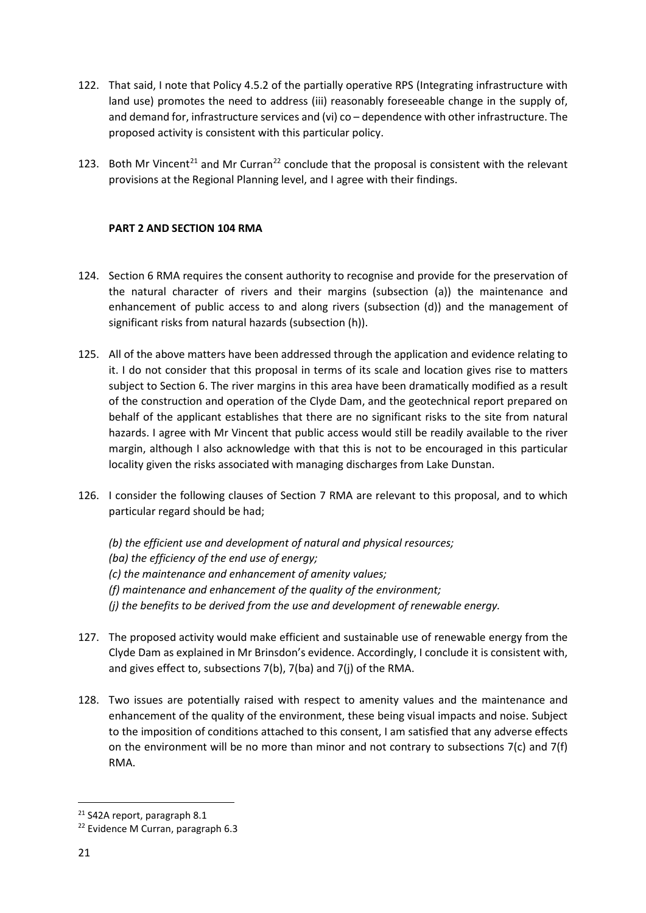122. That said, I note that Policy 4.5.2 of the partially operative RPS (Integrating infrastructure with land use) promotes the need to address (iii) reasonably foreseeable change in the supply of, and demand for, infrastructure services and (vi) co – dependence with other infrastructure. The proposed activity is consistent with this particular policy.

123. Both Mr Vincent[21] and Mr Curran[22] conclude that the proposal is consistent with the relevant provisions at the Regional Planning level, and I agree with their findings.

**PART 2 AND SECTION 104 RMA**

124. Section 6 RMA requires the consent authority to recognise and provide for the preservation of the natural character of rivers and their margins (subsection (a)) the maintenance and enhancement of public access to and along rivers (subsection (d)) and the management of significant risks from natural hazards (subsection (h)).

125. All of the above matters have been addressed through the application and evidence relating to it. I do not consider that this proposal in terms of its scale and location gives rise to matters subject to Section 6. The river margins in this area have been dramatically modified as a result of the construction and operation of the Clyde Dam, and the geotechnical report prepared on behalf of the applicant establishes that there are no significant risks to the site from natural hazards. I agree with Mr Vincent that public access would still be readily available to the river margin, although I also acknowledge with that this is not to be encouraged in this particular locality given the risks associated with managing discharges from Lake Dunstan.

126. I consider the following clauses of Section 7 RMA are relevant to this proposal, and to which particular regard should be had;

    *(b) the efficient use and development of natural and physical resources;*
    *(ba) the efficiency of the end use of energy;*
    *(c) the maintenance and enhancement of amenity values;*
    *(f) maintenance and enhancement of the quality of the environment;*
    *(j) the benefits to be derived from the use and development of renewable energy.*

127. The proposed activity would make efficient and sustainable use of renewable energy from the Clyde Dam as explained in Mr Brinsdon's evidence. Accordingly, I conclude it is consistent with, and gives effect to, subsections 7(b), 7(ba) and 7(j) of the RMA.

128. Two issues are potentially raised with respect to amenity values and the maintenance and enhancement of the quality of the environment, these being visual impacts and noise. Subject to the imposition of conditions attached to this consent, I am satisfied that any adverse effects on the environment will be no more than minor and not contrary to subsections 7(c) and 7(f) RMA.

---

[21] S42A report, paragraph 8.1

[22] Evidence M Curran, paragraph 6.3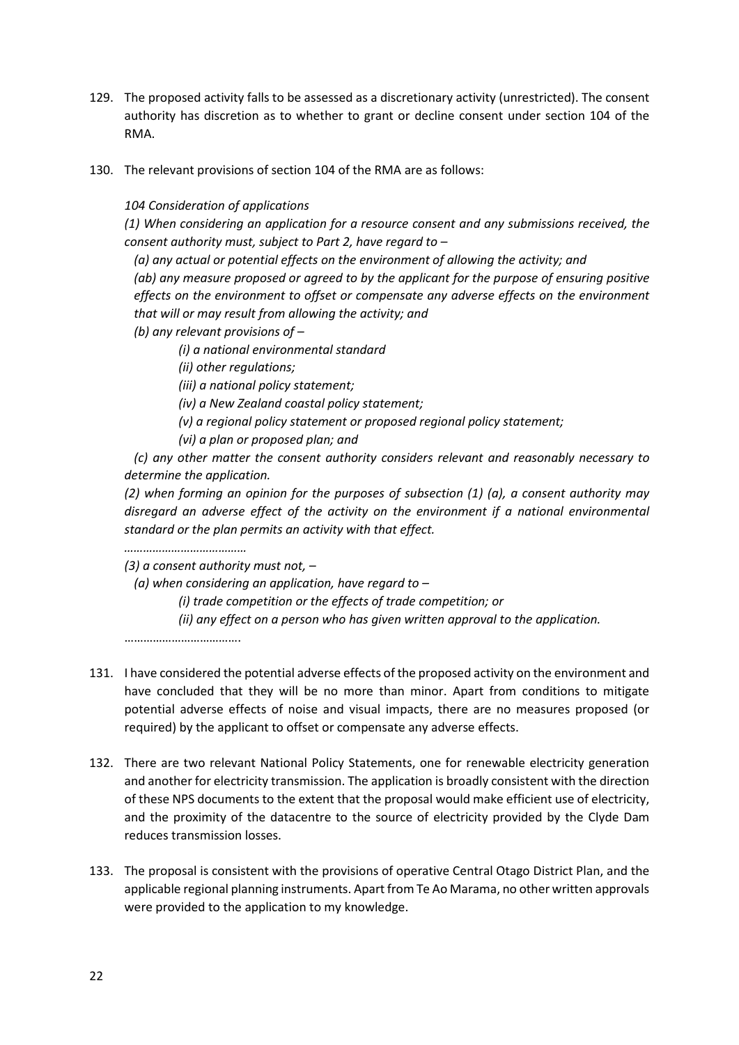129. The proposed activity falls to be assessed as a discretionary activity (unrestricted). The consent authority has discretion as to whether to grant or decline consent under section 104 of the RMA.

130. The relevant provisions of section 104 of the RMA are as follows:

*104 Consideration of applications*

*(1) When considering an application for a resource consent and any submissions received, the consent authority must, subject to Part 2, have regard to –*

*(a) any actual or potential effects on the environment of allowing the activity; and*

*(ab) any measure proposed or agreed to by the applicant for the purpose of ensuring positive effects on the environment to offset or compensate any adverse effects on the environment that will or may result from allowing the activity; and*

*(b) any relevant provisions of –*

*(i) a national environmental standard*

*(ii) other regulations;*

*(iii) a national policy statement;*

*(iv) a New Zealand coastal policy statement;*

*(v) a regional policy statement or proposed regional policy statement;*

*(vi) a plan or proposed plan; and*

*(c) any other matter the consent authority considers relevant and reasonably necessary to determine the application.*

*(2) when forming an opinion for the purposes of subsection (1) (a), a consent authority may disregard an adverse effect of the activity on the environment if a national environmental standard or the plan permits an activity with that effect.*

*………………………………*

*(3) a consent authority must not, –*

*(a) when considering an application, have regard to –*

*(i) trade competition or the effects of trade competition; or*

*(ii) any effect on a person who has given written approval to the application.*

……………………………….

131. I have considered the potential adverse effects of the proposed activity on the environment and have concluded that they will be no more than minor. Apart from conditions to mitigate potential adverse effects of noise and visual impacts, there are no measures proposed (or required) by the applicant to offset or compensate any adverse effects.

132. There are two relevant National Policy Statements, one for renewable electricity generation and another for electricity transmission. The application is broadly consistent with the direction of these NPS documents to the extent that the proposal would make efficient use of electricity, and the proximity of the datacentre to the source of electricity provided by the Clyde Dam reduces transmission losses.

133. The proposal is consistent with the provisions of operative Central Otago District Plan, and the applicable regional planning instruments. Apart from Te Ao Marama, no other written approvals were provided to the application to my knowledge.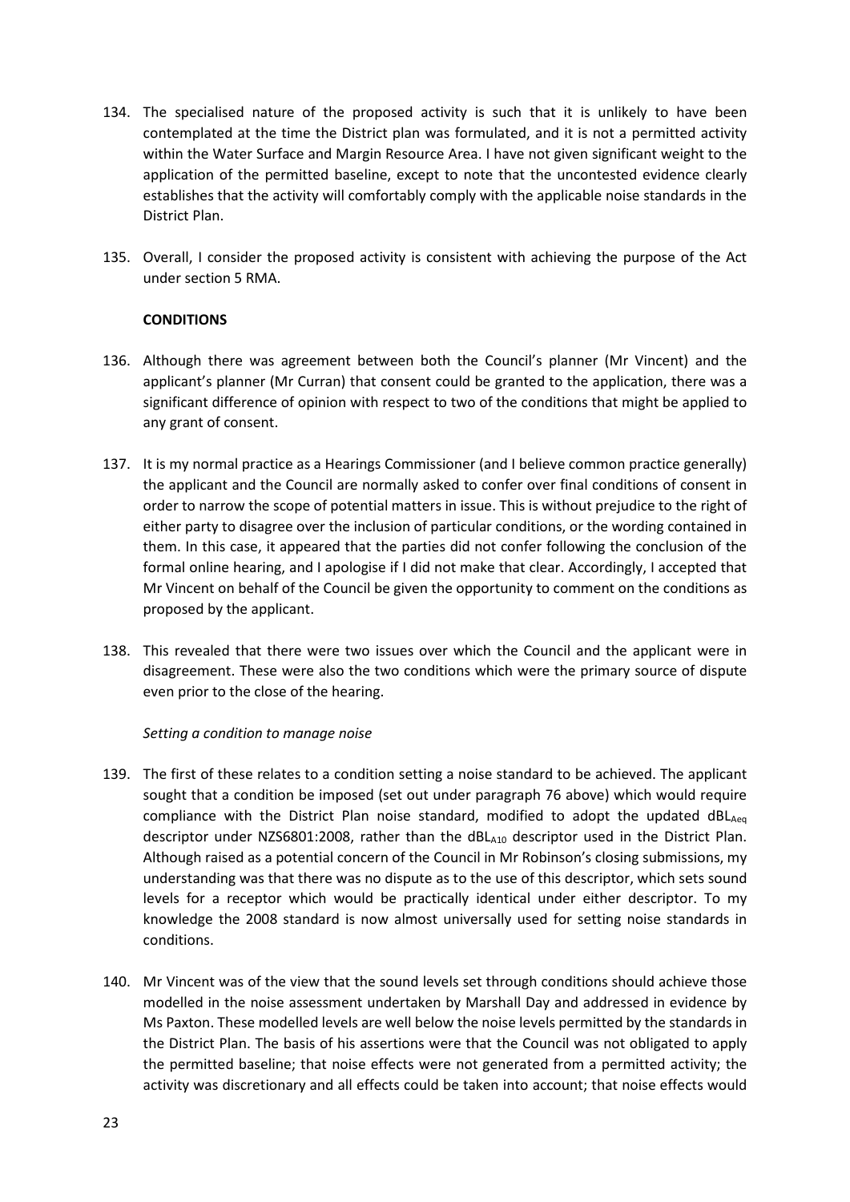134. The specialised nature of the proposed activity is such that it is unlikely to have been contemplated at the time the District plan was formulated, and it is not a permitted activity within the Water Surface and Margin Resource Area. I have not given significant weight to the application of the permitted baseline, except to note that the uncontested evidence clearly establishes that the activity will comfortably comply with the applicable noise standards in the District Plan.

135. Overall, I consider the proposed activity is consistent with achieving the purpose of the Act under section 5 RMA.

## CONDITIONS

136. Although there was agreement between both the Council's planner (Mr Vincent) and the applicant's planner (Mr Curran) that consent could be granted to the application, there was a significant difference of opinion with respect to two of the conditions that might be applied to any grant of consent.

137. It is my normal practice as a Hearings Commissioner (and I believe common practice generally) the applicant and the Council are normally asked to confer over final conditions of consent in order to narrow the scope of potential matters in issue. This is without prejudice to the right of either party to disagree over the inclusion of particular conditions, or the wording contained in them. In this case, it appeared that the parties did not confer following the conclusion of the formal online hearing, and I apologise if I did not make that clear. Accordingly, I accepted that Mr Vincent on behalf of the Council be given the opportunity to comment on the conditions as proposed by the applicant.

138. This revealed that there were two issues over which the Council and the applicant were in disagreement. These were also the two conditions which were the primary source of dispute even prior to the close of the hearing.

*Setting a condition to manage noise*

139. The first of these relates to a condition setting a noise standard to be achieved. The applicant sought that a condition be imposed (set out under paragraph 76 above) which would require compliance with the District Plan noise standard, modified to adopt the updated $dBL_{Aeq}$ descriptor under NZS6801:2008, rather than the $dBL_{A10}$ descriptor used in the District Plan. Although raised as a potential concern of the Council in Mr Robinson's closing submissions, my understanding was that there was no dispute as to the use of this descriptor, which sets sound levels for a receptor which would be practically identical under either descriptor. To my knowledge the 2008 standard is now almost universally used for setting noise standards in conditions.

140. Mr Vincent was of the view that the sound levels set through conditions should achieve those modelled in the noise assessment undertaken by Marshall Day and addressed in evidence by Ms Paxton. These modelled levels are well below the noise levels permitted by the standards in the District Plan. The basis of his assertions were that the Council was not obligated to apply the permitted baseline; that noise effects were not generated from a permitted activity; the activity was discretionary and all effects could be taken into account; that noise effects would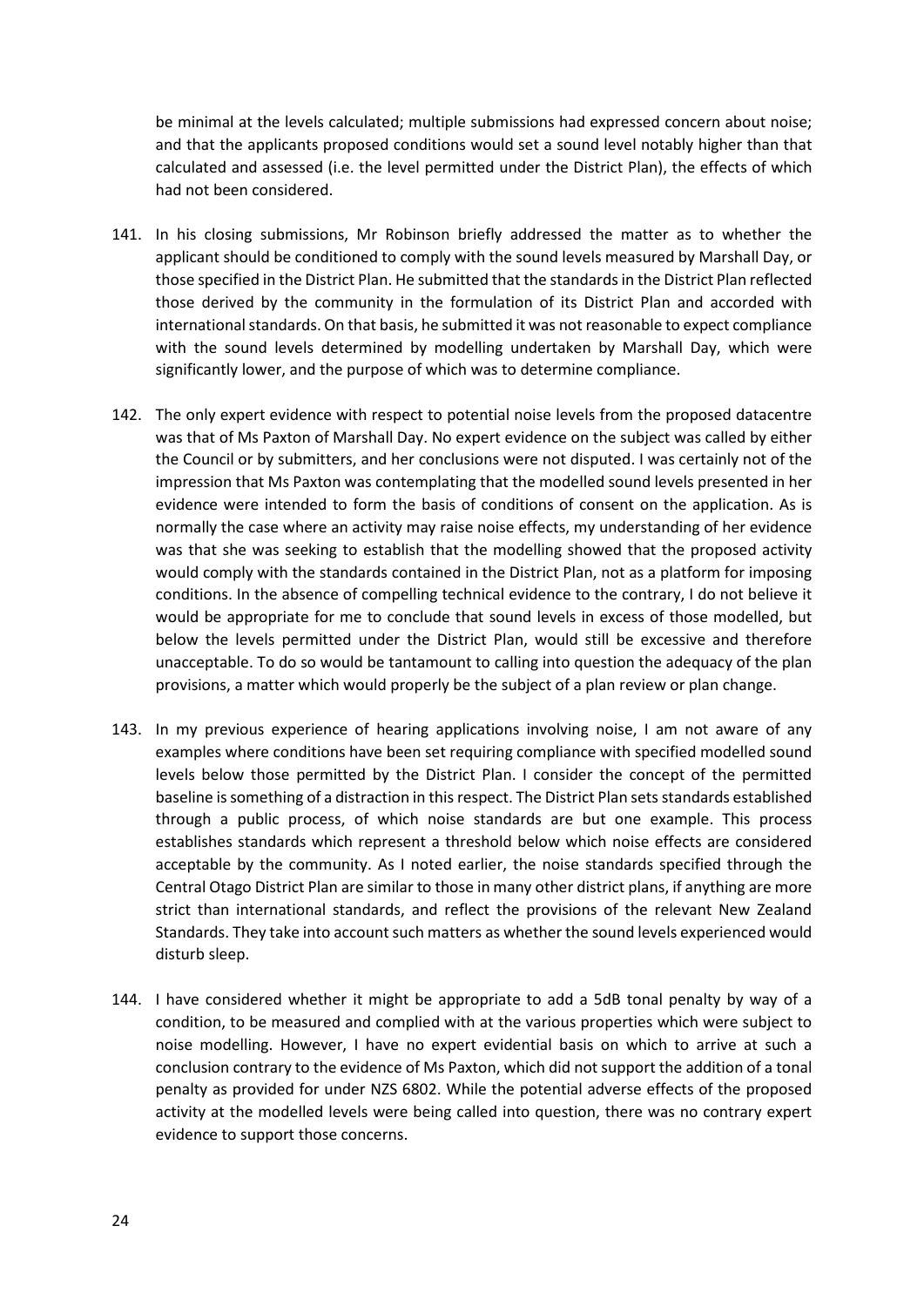be minimal at the levels calculated; multiple submissions had expressed concern about noise; and that the applicants proposed conditions would set a sound level notably higher than that calculated and assessed (i.e. the level permitted under the District Plan), the effects of which had not been considered.

141. In his closing submissions, Mr Robinson briefly addressed the matter as to whether the applicant should be conditioned to comply with the sound levels measured by Marshall Day, or those specified in the District Plan. He submitted that the standards in the District Plan reflected those derived by the community in the formulation of its District Plan and accorded with international standards. On that basis, he submitted it was not reasonable to expect compliance with the sound levels determined by modelling undertaken by Marshall Day, which were significantly lower, and the purpose of which was to determine compliance.

142. The only expert evidence with respect to potential noise levels from the proposed datacentre was that of Ms Paxton of Marshall Day. No expert evidence on the subject was called by either the Council or by submitters, and her conclusions were not disputed. I was certainly not of the impression that Ms Paxton was contemplating that the modelled sound levels presented in her evidence were intended to form the basis of conditions of consent on the application. As is normally the case where an activity may raise noise effects, my understanding of her evidence was that she was seeking to establish that the modelling showed that the proposed activity would comply with the standards contained in the District Plan, not as a platform for imposing conditions. In the absence of compelling technical evidence to the contrary, I do not believe it would be appropriate for me to conclude that sound levels in excess of those modelled, but below the levels permitted under the District Plan, would still be excessive and therefore unacceptable. To do so would be tantamount to calling into question the adequacy of the plan provisions, a matter which would properly be the subject of a plan review or plan change.

143. In my previous experience of hearing applications involving noise, I am not aware of any examples where conditions have been set requiring compliance with specified modelled sound levels below those permitted by the District Plan. I consider the concept of the permitted baseline is something of a distraction in this respect. The District Plan sets standards established through a public process, of which noise standards are but one example. This process establishes standards which represent a threshold below which noise effects are considered acceptable by the community. As I noted earlier, the noise standards specified through the Central Otago District Plan are similar to those in many other district plans, if anything are more strict than international standards, and reflect the provisions of the relevant New Zealand Standards. They take into account such matters as whether the sound levels experienced would disturb sleep.

144. I have considered whether it might be appropriate to add a 5dB tonal penalty by way of a condition, to be measured and complied with at the various properties which were subject to noise modelling. However, I have no expert evidential basis on which to arrive at such a conclusion contrary to the evidence of Ms Paxton, which did not support the addition of a tonal penalty as provided for under NZS 6802. While the potential adverse effects of the proposed activity at the modelled levels were being called into question, there was no contrary expert evidence to support those concerns.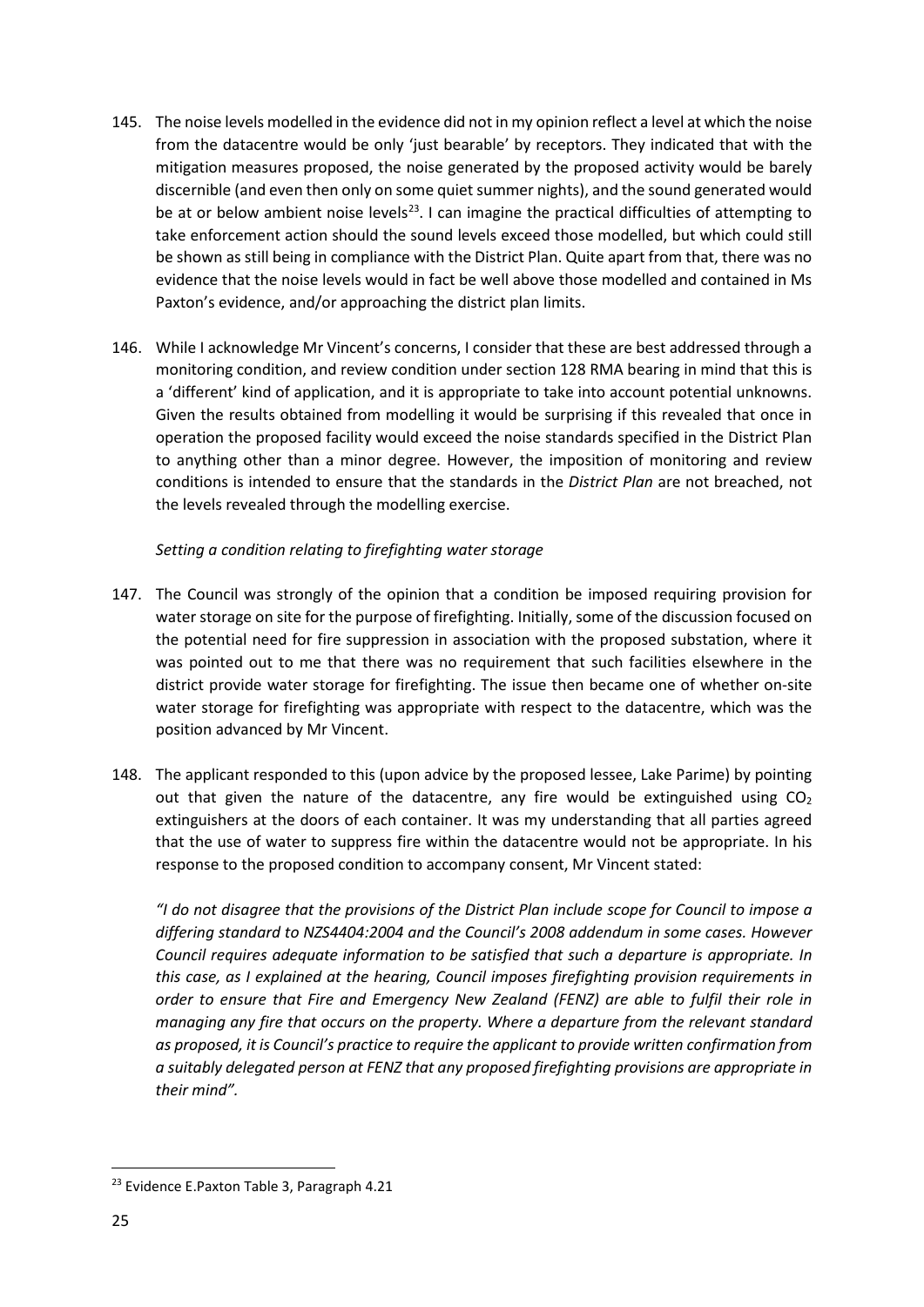145. The noise levels modelled in the evidence did not in my opinion reflect a level at which the noise from the datacentre would be only 'just bearable' by receptors. They indicated that with the mitigation measures proposed, the noise generated by the proposed activity would be barely discernible (and even then only on some quiet summer nights), and the sound generated would be at or below ambient noise levels[23]. I can imagine the practical difficulties of attempting to take enforcement action should the sound levels exceed those modelled, but which could still be shown as still being in compliance with the District Plan. Quite apart from that, there was no evidence that the noise levels would in fact be well above those modelled and contained in Ms Paxton's evidence, and/or approaching the district plan limits.

146. While I acknowledge Mr Vincent's concerns, I consider that these are best addressed through a monitoring condition, and review condition under section 128 RMA bearing in mind that this is a 'different' kind of application, and it is appropriate to take into account potential unknowns. Given the results obtained from modelling it would be surprising if this revealed that once in operation the proposed facility would exceed the noise standards specified in the District Plan to anything other than a minor degree. However, the imposition of monitoring and review conditions is intended to ensure that the standards in the *District Plan* are not breached, not the levels revealed through the modelling exercise.

*Setting a condition relating to firefighting water storage*

147. The Council was strongly of the opinion that a condition be imposed requiring provision for water storage on site for the purpose of firefighting. Initially, some of the discussion focused on the potential need for fire suppression in association with the proposed substation, where it was pointed out to me that there was no requirement that such facilities elsewhere in the district provide water storage for firefighting. The issue then became one of whether on-site water storage for firefighting was appropriate with respect to the datacentre, which was the position advanced by Mr Vincent.

148. The applicant responded to this (upon advice by the proposed lessee, Lake Parime) by pointing out that given the nature of the datacentre, any fire would be extinguished using $CO_2$ extinguishers at the doors of each container. It was my understanding that all parties agreed that the use of water to suppress fire within the datacentre would not be appropriate. In his response to the proposed condition to accompany consent, Mr Vincent stated:

*"I do not disagree that the provisions of the District Plan include scope for Council to impose a differing standard to NZS4404:2004 and the Council's 2008 addendum in some cases. However Council requires adequate information to be satisfied that such a departure is appropriate. In this case, as I explained at the hearing, Council imposes firefighting provision requirements in order to ensure that Fire and Emergency New Zealand (FENZ) are able to fulfil their role in managing any fire that occurs on the property. Where a departure from the relevant standard as proposed, it is Council's practice to require the applicant to provide written confirmation from a suitably delegated person at FENZ that any proposed firefighting provisions are appropriate in their mind".*

[23] Evidence E.Paxton Table 3, Paragraph 4.21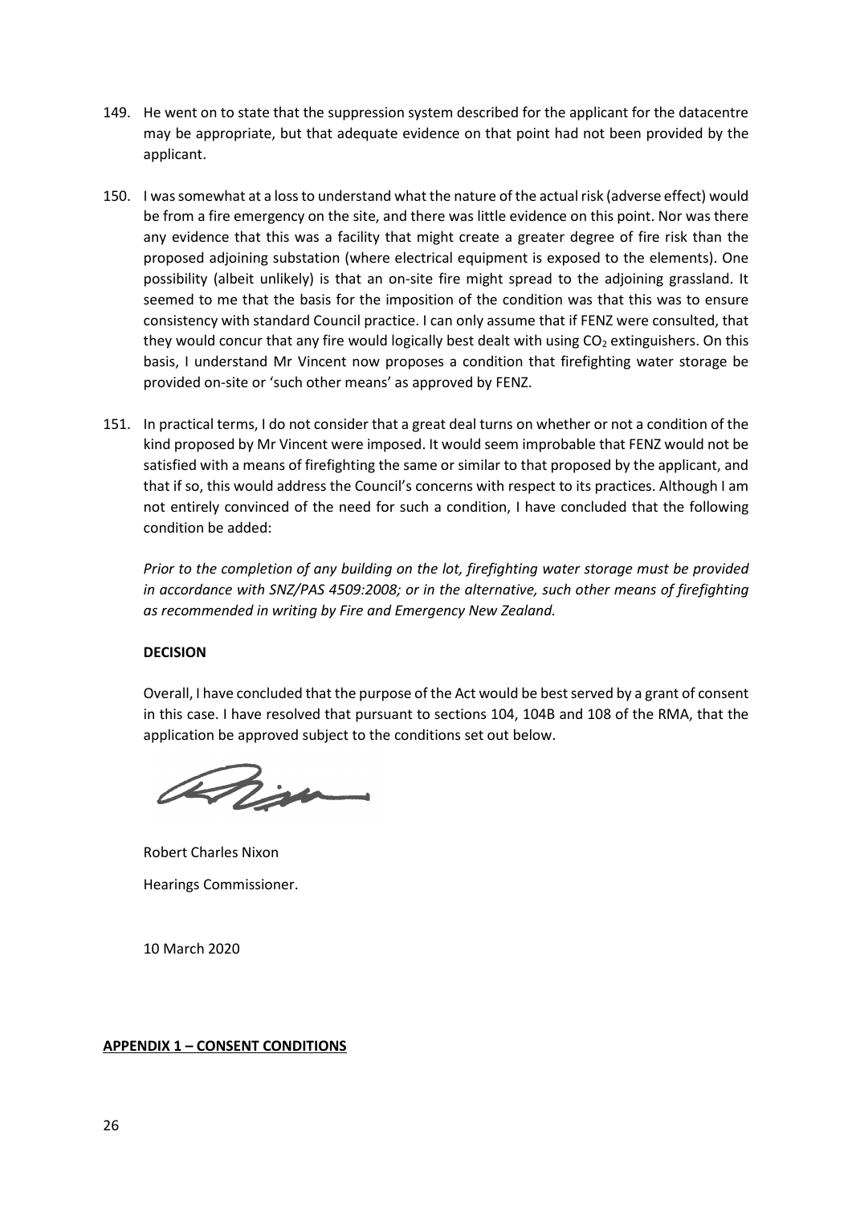149. He went on to state that the suppression system described for the applicant for the datacentre may be appropriate, but that adequate evidence on that point had not been provided by the applicant.

150. I was somewhat at a loss to understand what the nature of the actual risk (adverse effect) would be from a fire emergency on the site, and there was little evidence on this point. Nor was there any evidence that this was a facility that might create a greater degree of fire risk than the proposed adjoining substation (where electrical equipment is exposed to the elements). One possibility (albeit unlikely) is that an on-site fire might spread to the adjoining grassland. It seemed to me that the basis for the imposition of the condition was that this was to ensure consistency with standard Council practice. I can only assume that if FENZ were consulted, that they would concur that any fire would logically best dealt with using $CO_2$ extinguishers. On this basis, I understand Mr Vincent now proposes a condition that firefighting water storage be provided on-site or 'such other means' as approved by FENZ.

151. In practical terms, I do not consider that a great deal turns on whether or not a condition of the kind proposed by Mr Vincent were imposed. It would seem improbable that FENZ would not be satisfied with a means of firefighting the same or similar to that proposed by the applicant, and that if so, this would address the Council's concerns with respect to its practices. Although I am not entirely convinced of the need for such a condition, I have concluded that the following condition be added:

*Prior to the completion of any building on the lot, firefighting water storage must be provided in accordance with SNZ/PAS 4509:2008; or in the alternative, such other means of firefighting as recommended in writing by Fire and Emergency New Zealand.*

**DECISION**

Overall, I have concluded that the purpose of the Act would be best served by a grant of consent in this case. I have resolved that pursuant to sections 104, 104B and 108 of the RMA, that the application be approved subject to the conditions set out below.

Robert Charles Nixon

Hearings Commissioner.

10 March 2020

**APPENDIX 1 – CONSENT CONDITIONS**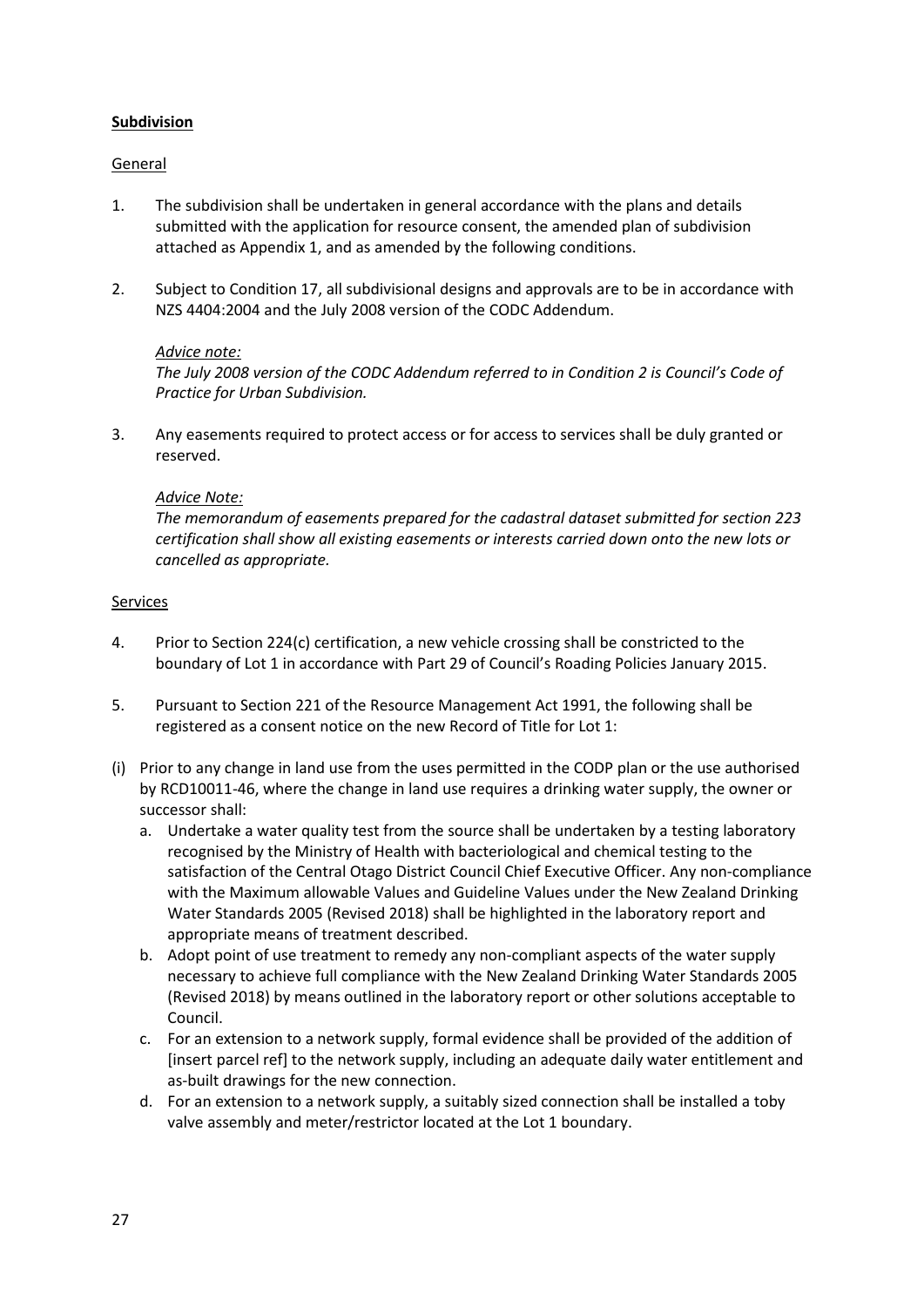**Subdivision**

General

1. The subdivision shall be undertaken in general accordance with the plans and details submitted with the application for resource consent, the amended plan of subdivision attached as Appendix 1, and as amended by the following conditions.

2. Subject to Condition 17, all subdivisional designs and approvals are to be in accordance with NZS 4404:2004 and the July 2008 version of the CODC Addendum.

   *Advice note:*
   *The July 2008 version of the CODC Addendum referred to in Condition 2 is Council's Code of Practice for Urban Subdivision.*

3. Any easements required to protect access or for access to services shall be duly granted or reserved.

   *Advice Note:*
   *The memorandum of easements prepared for the cadastral dataset submitted for section 223 certification shall show all existing easements or interests carried down onto the new lots or cancelled as appropriate.*

Services

4. Prior to Section 224(c) certification, a new vehicle crossing shall be constricted to the boundary of Lot 1 in accordance with Part 29 of Council's Roading Policies January 2015.

5. Pursuant to Section 221 of the Resource Management Act 1991, the following shall be registered as a consent notice on the new Record of Title for Lot 1:

(i) Prior to any change in land use from the uses permitted in the CODP plan or the use authorised by RCD10011-46, where the change in land use requires a drinking water supply, the owner or successor shall:
   a. Undertake a water quality test from the source shall be undertaken by a testing laboratory recognised by the Ministry of Health with bacteriological and chemical testing to the satisfaction of the Central Otago District Council Chief Executive Officer. Any non-compliance with the Maximum allowable Values and Guideline Values under the New Zealand Drinking Water Standards 2005 (Revised 2018) shall be highlighted in the laboratory report and appropriate means of treatment described.
   b. Adopt point of use treatment to remedy any non-compliant aspects of the water supply necessary to achieve full compliance with the New Zealand Drinking Water Standards 2005 (Revised 2018) by means outlined in the laboratory report or other solutions acceptable to Council.
   c. For an extension to a network supply, formal evidence shall be provided of the addition of [insert parcel ref] to the network supply, including an adequate daily water entitlement and as-built drawings for the new connection.
   d. For an extension to a network supply, a suitably sized connection shall be installed a toby valve assembly and meter/restrictor located at the Lot 1 boundary.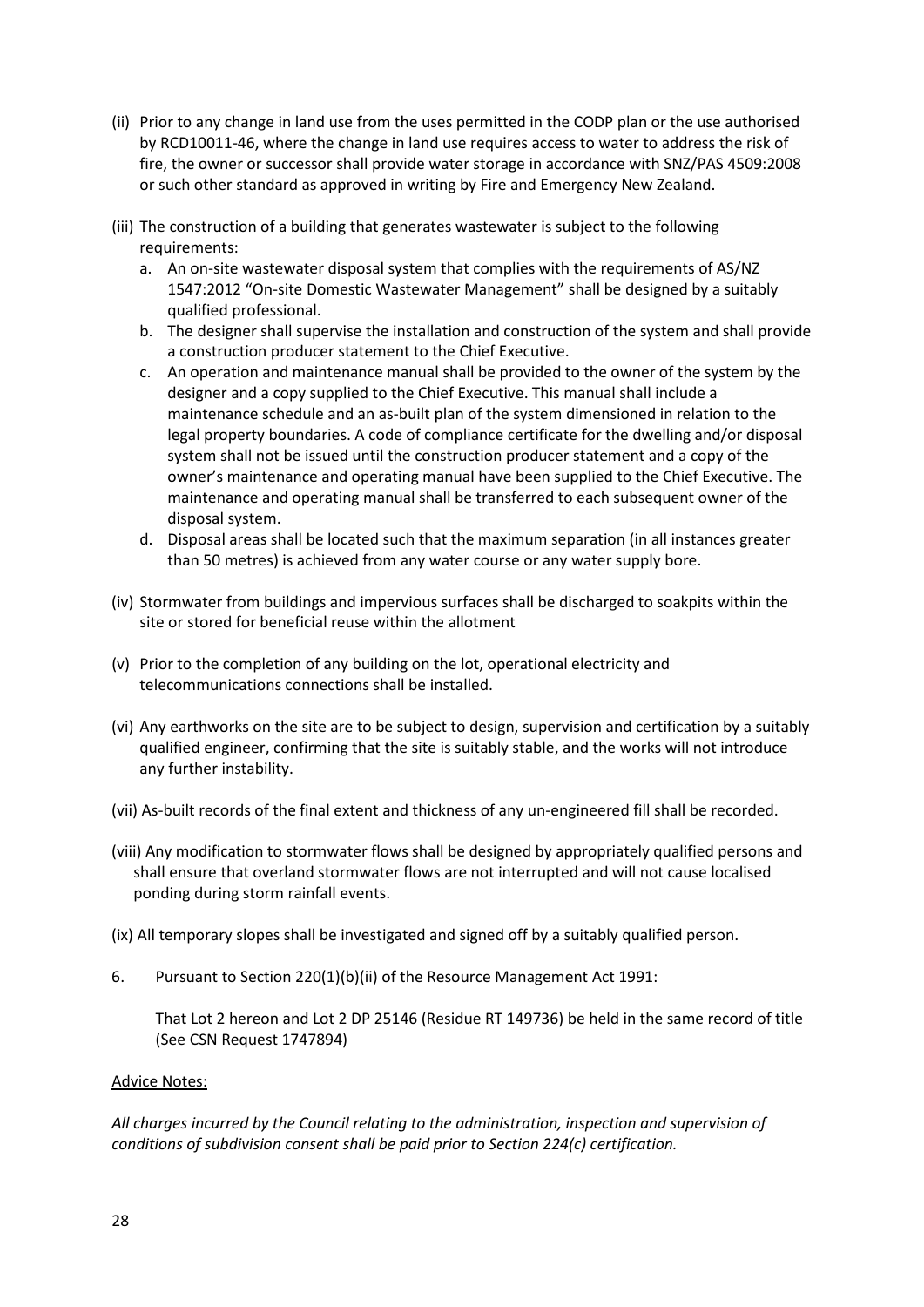(ii) Prior to any change in land use from the uses permitted in the CODP plan or the use authorised by RCD10011-46, where the change in land use requires access to water to address the risk of fire, the owner or successor shall provide water storage in accordance with SNZ/PAS 4509:2008 or such other standard as approved in writing by Fire and Emergency New Zealand.

(iii) The construction of a building that generates wastewater is subject to the following requirements:

   a. An on-site wastewater disposal system that complies with the requirements of AS/NZ 1547:2012 "On-site Domestic Wastewater Management" shall be designed by a suitably qualified professional.
   b. The designer shall supervise the installation and construction of the system and shall provide a construction producer statement to the Chief Executive.
   c. An operation and maintenance manual shall be provided to the owner of the system by the designer and a copy supplied to the Chief Executive. This manual shall include a maintenance schedule and an as-built plan of the system dimensioned in relation to the legal property boundaries. A code of compliance certificate for the dwelling and/or disposal system shall not be issued until the construction producer statement and a copy of the owner's maintenance and operating manual have been supplied to the Chief Executive. The maintenance and operating manual shall be transferred to each subsequent owner of the disposal system.
   d. Disposal areas shall be located such that the maximum separation (in all instances greater than 50 metres) is achieved from any water course or any water supply bore.

(iv) Stormwater from buildings and impervious surfaces shall be discharged to soakpits within the site or stored for beneficial reuse within the allotment

(v) Prior to the completion of any building on the lot, operational electricity and telecommunications connections shall be installed.

(vi) Any earthworks on the site are to be subject to design, supervision and certification by a suitably qualified engineer, confirming that the site is suitably stable, and the works will not introduce any further instability.

(vii) As-built records of the final extent and thickness of any un-engineered fill shall be recorded.

(viii) Any modification to stormwater flows shall be designed by appropriately qualified persons and shall ensure that overland stormwater flows are not interrupted and will not cause localised ponding during storm rainfall events.

(ix) All temporary slopes shall be investigated and signed off by a suitably qualified person.

6. Pursuant to Section 220(1)(b)(ii) of the Resource Management Act 1991:

   That Lot 2 hereon and Lot 2 DP 25146 (Residue RT 149736) be held in the same record of title (See CSN Request 1747894)

Advice Notes:

*All charges incurred by the Council relating to the administration, inspection and supervision of conditions of subdivision consent shall be paid prior to Section 224(c) certification.*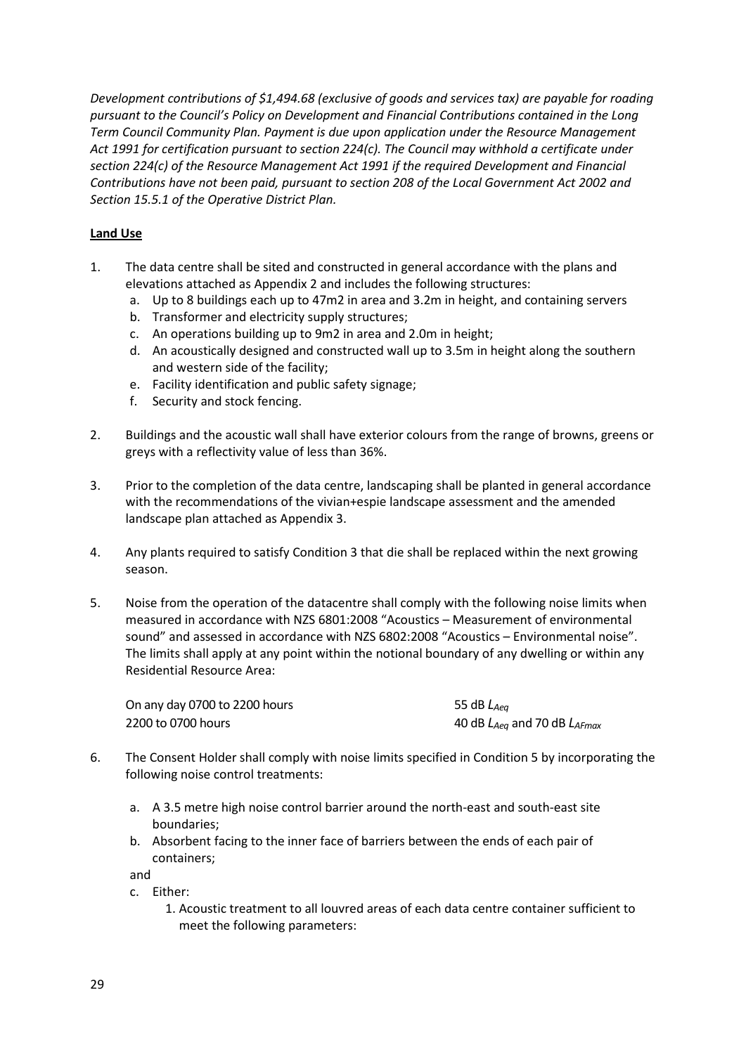*Development contributions of $1,494.68 (exclusive of goods and services tax) are payable for roading pursuant to the Council's Policy on Development and Financial Contributions contained in the Long Term Council Community Plan. Payment is due upon application under the Resource Management Act 1991 for certification pursuant to section 224(c). The Council may withhold a certificate under section 224(c) of the Resource Management Act 1991 if the required Development and Financial Contributions have not been paid, pursuant to section 208 of the Local Government Act 2002 and Section 15.5.1 of the Operative District Plan.*

**Land Use**

1. The data centre shall be sited and constructed in general accordance with the plans and elevations attached as Appendix 2 and includes the following structures:
   a. Up to 8 buildings each up to 47m2 in area and 3.2m in height, and containing servers
   b. Transformer and electricity supply structures;
   c. An operations building up to 9m2 in area and 2.0m in height;
   d. An acoustically designed and constructed wall up to 3.5m in height along the southern and western side of the facility;
   e. Facility identification and public safety signage;
   f. Security and stock fencing.

2. Buildings and the acoustic wall shall have exterior colours from the range of browns, greens or greys with a reflectivity value of less than 36%.

3. Prior to the completion of the data centre, landscaping shall be planted in general accordance with the recommendations of the vivian+espie landscape assessment and the amended landscape plan attached as Appendix 3.

4. Any plants required to satisfy Condition 3 that die shall be replaced within the next growing season.

5. Noise from the operation of the datacentre shall comply with the following noise limits when measured in accordance with NZS 6801:2008 "Acoustics – Measurement of environmental sound" and assessed in accordance with NZS 6802:2008 "Acoustics – Environmental noise". The limits shall apply at any point within the notional boundary of any dwelling or within any Residential Resource Area:

| | |
|---|---|
| On any day 0700 to 2200 hours | 55 dB $L_{Aeq}$ |
| 2200 to 0700 hours | 40 dB $L_{Aeq}$ and 70 dB $L_{AFmax}$ |

6. The Consent Holder shall comply with noise limits specified in Condition 5 by incorporating the following noise control treatments:

   a. A 3.5 metre high noise control barrier around the north-east and south-east site boundaries;
   b. Absorbent facing to the inner face of barriers between the ends of each pair of containers;

   and

   c. Either:
      1. Acoustic treatment to all louvred areas of each data centre container sufficient to meet the following parameters: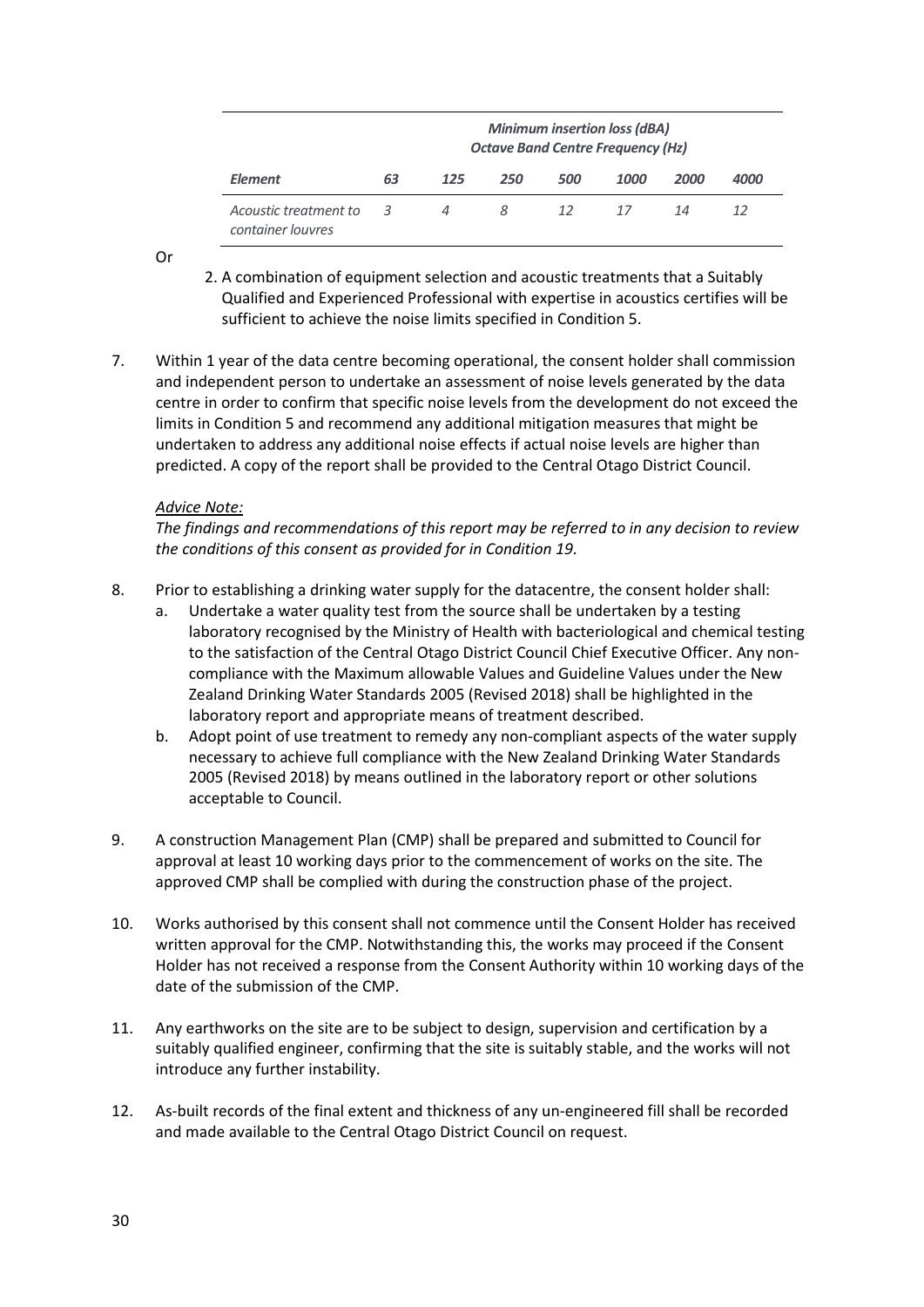| | *Minimum insertion loss (dBA)* | | | | | | |
|---|---|---|---|---|---|---|---|
| | *Octave Band Centre Frequency (Hz)* | | | | | | |
| ***Element*** | ***63*** | ***125*** | ***250*** | ***500*** | ***1000*** | ***2000*** | ***4000*** |
| *Acoustic treatment to container louvres* | *3* | *4* | *8* | *12* | *17* | *14* | *12* |

Or

2. A combination of equipment selection and acoustic treatments that a Suitably Qualified and Experienced Professional with expertise in acoustics certifies will be sufficient to achieve the noise limits specified in Condition 5.

7. Within 1 year of the data centre becoming operational, the consent holder shall commission and independent person to undertake an assessment of noise levels generated by the data centre in order to confirm that specific noise levels from the development do not exceed the limits in Condition 5 and recommend any additional mitigation measures that might be undertaken to address any additional noise effects if actual noise levels are higher than predicted. A copy of the report shall be provided to the Central Otago District Council.

   *Advice Note:*

   *The findings and recommendations of this report may be referred to in any decision to review the conditions of this consent as provided for in Condition 19.*

8. Prior to establishing a drinking water supply for the datacentre, the consent holder shall:
   a. Undertake a water quality test from the source shall be undertaken by a testing laboratory recognised by the Ministry of Health with bacteriological and chemical testing to the satisfaction of the Central Otago District Council Chief Executive Officer. Any non-compliance with the Maximum allowable Values and Guideline Values under the New Zealand Drinking Water Standards 2005 (Revised 2018) shall be highlighted in the laboratory report and appropriate means of treatment described.
   b. Adopt point of use treatment to remedy any non-compliant aspects of the water supply necessary to achieve full compliance with the New Zealand Drinking Water Standards 2005 (Revised 2018) by means outlined in the laboratory report or other solutions acceptable to Council.

9. A construction Management Plan (CMP) shall be prepared and submitted to Council for approval at least 10 working days prior to the commencement of works on the site. The approved CMP shall be complied with during the construction phase of the project.

10. Works authorised by this consent shall not commence until the Consent Holder has received written approval for the CMP. Notwithstanding this, the works may proceed if the Consent Holder has not received a response from the Consent Authority within 10 working days of the date of the submission of the CMP.

11. Any earthworks on the site are to be subject to design, supervision and certification by a suitably qualified engineer, confirming that the site is suitably stable, and the works will not introduce any further instability.

12. As-built records of the final extent and thickness of any un-engineered fill shall be recorded and made available to the Central Otago District Council on request.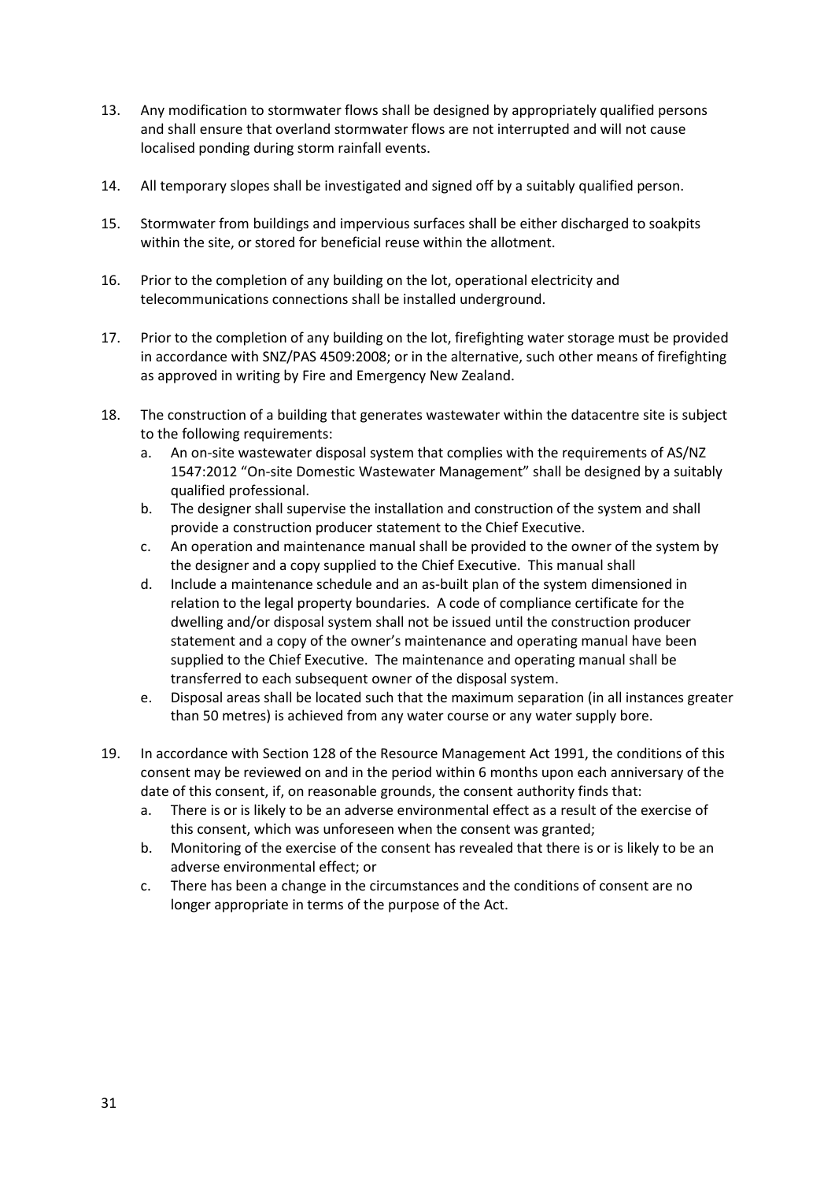13. Any modification to stormwater flows shall be designed by appropriately qualified persons and shall ensure that overland stormwater flows are not interrupted and will not cause localised ponding during storm rainfall events.

14. All temporary slopes shall be investigated and signed off by a suitably qualified person.

15. Stormwater from buildings and impervious surfaces shall be either discharged to soakpits within the site, or stored for beneficial reuse within the allotment.

16. Prior to the completion of any building on the lot, operational electricity and telecommunications connections shall be installed underground.

17. Prior to the completion of any building on the lot, firefighting water storage must be provided in accordance with SNZ/PAS 4509:2008; or in the alternative, such other means of firefighting as approved in writing by Fire and Emergency New Zealand.

18. The construction of a building that generates wastewater within the datacentre site is subject to the following requirements:
    a. An on-site wastewater disposal system that complies with the requirements of AS/NZ 1547:2012 "On-site Domestic Wastewater Management" shall be designed by a suitably qualified professional.
    b. The designer shall supervise the installation and construction of the system and shall provide a construction producer statement to the Chief Executive.
    c. An operation and maintenance manual shall be provided to the owner of the system by the designer and a copy supplied to the Chief Executive. This manual shall
    d. Include a maintenance schedule and an as-built plan of the system dimensioned in relation to the legal property boundaries. A code of compliance certificate for the dwelling and/or disposal system shall not be issued until the construction producer statement and a copy of the owner's maintenance and operating manual have been supplied to the Chief Executive. The maintenance and operating manual shall be transferred to each subsequent owner of the disposal system.
    e. Disposal areas shall be located such that the maximum separation (in all instances greater than 50 metres) is achieved from any water course or any water supply bore.

19. In accordance with Section 128 of the Resource Management Act 1991, the conditions of this consent may be reviewed on and in the period within 6 months upon each anniversary of the date of this consent, if, on reasonable grounds, the consent authority finds that:
    a. There is or is likely to be an adverse environmental effect as a result of the exercise of this consent, which was unforeseen when the consent was granted;
    b. Monitoring of the exercise of the consent has revealed that there is or is likely to be an adverse environmental effect; or
    c. There has been a change in the circumstances and the conditions of consent are no longer appropriate in terms of the purpose of the Act.